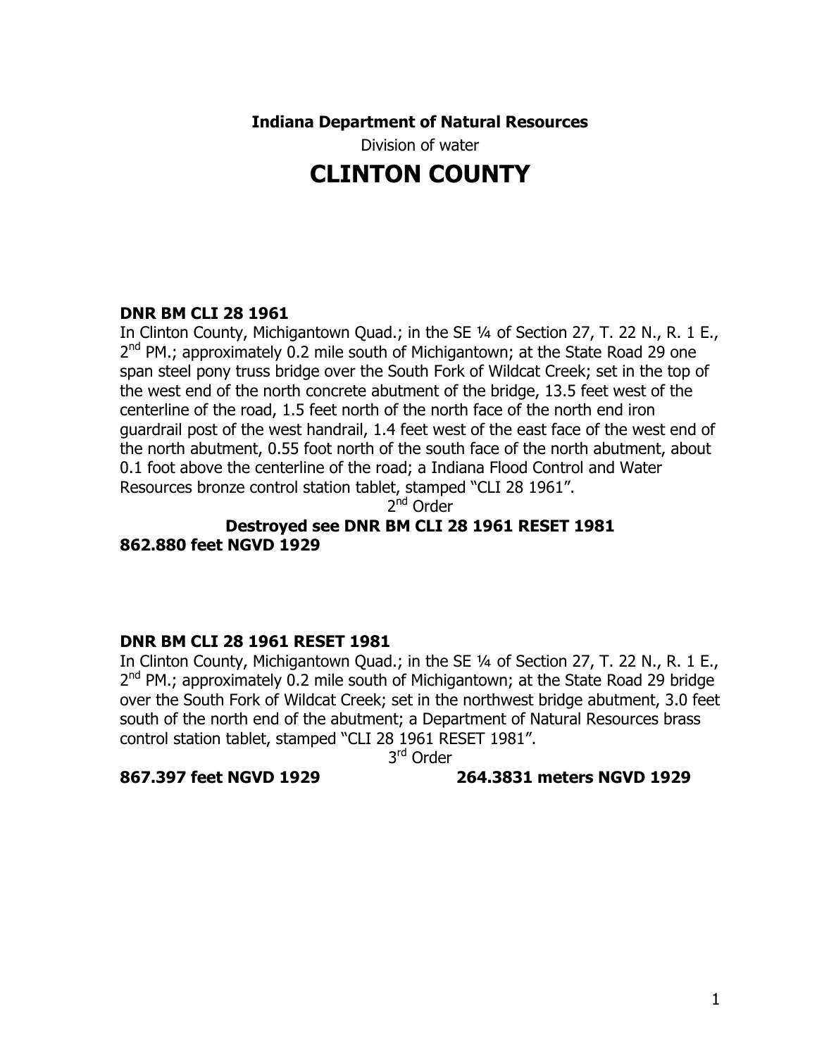**Indiana Department of Natural Resources**

Division of water

# CLINTON COUNTY

**DNR BM CLI 28 1961**

In Clinton County, Michigantown Quad.; in the SE ¼ of Section 27, T. 22 N., R. 1 E., 2nd PM.; approximately 0.2 mile south of Michigantown; at the State Road 29 one span steel pony truss bridge over the South Fork of Wildcat Creek; set in the top of the west end of the north concrete abutment of the bridge, 13.5 feet west of the centerline of the road, 1.5 feet north of the north face of the north end iron guardrail post of the west handrail, 1.4 feet west of the east face of the west end of the north abutment, 0.55 foot north of the south face of the north abutment, about 0.1 foot above the centerline of the road; a Indiana Flood Control and Water Resources bronze control station tablet, stamped "CLI 28 1961".

2nd Order

**Destroyed see DNR BM CLI 28 1961 RESET 1981**

**862.880 feet NGVD 1929**

**DNR BM CLI 28 1961 RESET 1981**

In Clinton County, Michigantown Quad.; in the SE ¼ of Section 27, T. 22 N., R. 1 E., 2nd PM.; approximately 0.2 mile south of Michigantown; at the State Road 29 bridge over the South Fork of Wildcat Creek; set in the northwest bridge abutment, 3.0 feet south of the north end of the abutment; a Department of Natural Resources brass control station tablet, stamped "CLI 28 1961 RESET 1981".

3rd Order

**867.397 feet NGVD 1929** **264.3831 meters NGVD 1929**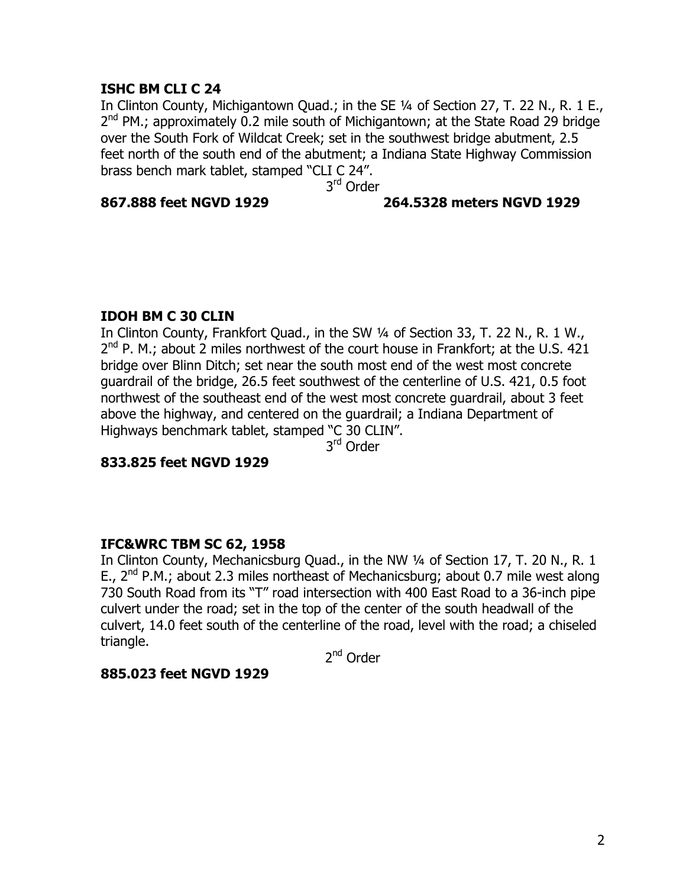**ISHC BM CLI C 24**

In Clinton County, Michigantown Quad.; in the SE ¼ of Section 27, T. 22 N., R. 1 E., 2nd PM.; approximately 0.2 mile south of Michigantown; at the State Road 29 bridge over the South Fork of Wildcat Creek; set in the southwest bridge abutment, 2.5 feet north of the south end of the abutment; a Indiana State Highway Commission brass bench mark tablet, stamped "CLI C 24".

3rd Order

**867.888 feet NGVD 1929** **264.5328 meters NGVD 1929**

**IDOH BM C 30 CLIN**

In Clinton County, Frankfort Quad., in the SW ¼ of Section 33, T. 22 N., R. 1 W., 2nd P. M.; about 2 miles northwest of the court house in Frankfort; at the U.S. 421 bridge over Blinn Ditch; set near the south most end of the west most concrete guardrail of the bridge, 26.5 feet southwest of the centerline of U.S. 421, 0.5 foot northwest of the southeast end of the west most concrete guardrail, about 3 feet above the highway, and centered on the guardrail; a Indiana Department of Highways benchmark tablet, stamped "C 30 CLIN".

3rd Order

**833.825 feet NGVD 1929**

**IFC&WRC TBM SC 62, 1958**

In Clinton County, Mechanicsburg Quad., in the NW ¼ of Section 17, T. 20 N., R. 1 E., 2nd P.M.; about 2.3 miles northeast of Mechanicsburg; about 0.7 mile west along 730 South Road from its "T" road intersection with 400 East Road to a 36-inch pipe culvert under the road; set in the top of the center of the south headwall of the culvert, 14.0 feet south of the centerline of the road, level with the road; a chiseled triangle.

2nd Order

**885.023 feet NGVD 1929**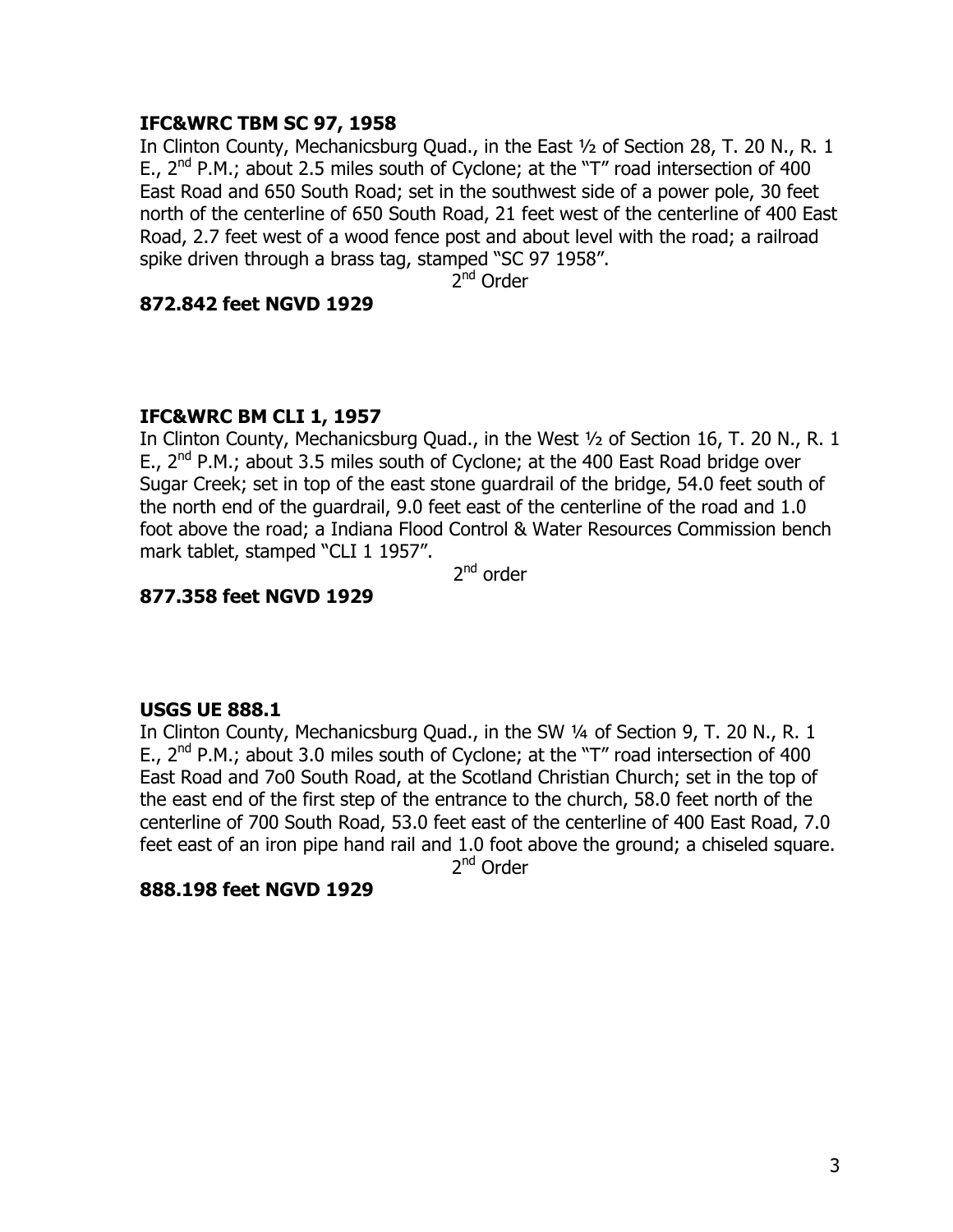**IFC&WRC TBM SC 97, 1958**

In Clinton County, Mechanicsburg Quad., in the East ½ of Section 28, T. 20 N., R. 1 E., 2nd P.M.; about 2.5 miles south of Cyclone; at the "T" road intersection of 400 East Road and 650 South Road; set in the southwest side of a power pole, 30 feet north of the centerline of 650 South Road, 21 feet west of the centerline of 400 East Road, 2.7 feet west of a wood fence post and about level with the road; a railroad spike driven through a brass tag, stamped "SC 97 1958".

2nd Order

**872.842 feet NGVD 1929**

**IFC&WRC BM CLI 1, 1957**

In Clinton County, Mechanicsburg Quad., in the West ½ of Section 16, T. 20 N., R. 1 E., 2nd P.M.; about 3.5 miles south of Cyclone; at the 400 East Road bridge over Sugar Creek; set in top of the east stone guardrail of the bridge, 54.0 feet south of the north end of the guardrail, 9.0 feet east of the centerline of the road and 1.0 foot above the road; a Indiana Flood Control & Water Resources Commission bench mark tablet, stamped "CLI 1 1957".

2nd order

**877.358 feet NGVD 1929**

**USGS UE 888.1**

In Clinton County, Mechanicsburg Quad., in the SW ¼ of Section 9, T. 20 N., R. 1 E., 2nd P.M.; about 3.0 miles south of Cyclone; at the "T" road intersection of 400 East Road and 7o0 South Road, at the Scotland Christian Church; set in the top of the east end of the first step of the entrance to the church, 58.0 feet north of the centerline of 700 South Road, 53.0 feet east of the centerline of 400 East Road, 7.0 feet east of an iron pipe hand rail and 1.0 foot above the ground; a chiseled square.

2nd Order

**888.198 feet NGVD 1929**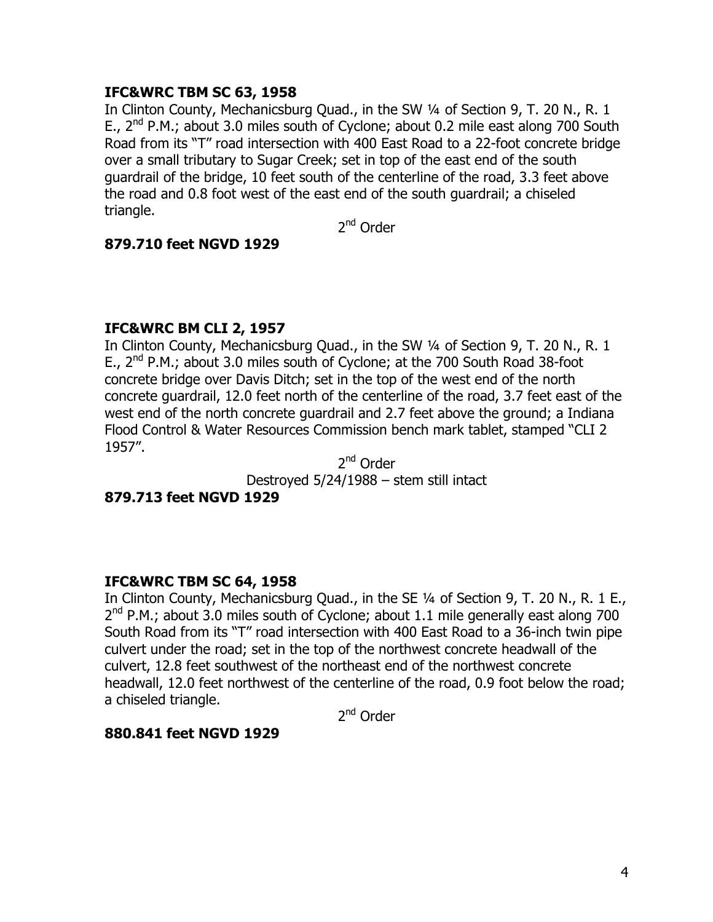**IFC&WRC TBM SC 63, 1958**

In Clinton County, Mechanicsburg Quad., in the SW ¼ of Section 9, T. 20 N., R. 1 E., 2nd P.M.; about 3.0 miles south of Cyclone; about 0.2 mile east along 700 South Road from its "T" road intersection with 400 East Road to a 22-foot concrete bridge over a small tributary to Sugar Creek; set in top of the east end of the south guardrail of the bridge, 10 feet south of the centerline of the road, 3.3 feet above the road and 0.8 foot west of the east end of the south guardrail; a chiseled triangle.

2nd Order

**879.710 feet NGVD 1929**

**IFC&WRC BM CLI 2, 1957**

In Clinton County, Mechanicsburg Quad., in the SW ¼ of Section 9, T. 20 N., R. 1 E., 2nd P.M.; about 3.0 miles south of Cyclone; at the 700 South Road 38-foot concrete bridge over Davis Ditch; set in the top of the west end of the north concrete guardrail, 12.0 feet north of the centerline of the road, 3.7 feet east of the west end of the north concrete guardrail and 2.7 feet above the ground; a Indiana Flood Control & Water Resources Commission bench mark tablet, stamped "CLI 2 1957".

2nd Order

Destroyed 5/24/1988 – stem still intact

**879.713 feet NGVD 1929**

**IFC&WRC TBM SC 64, 1958**

In Clinton County, Mechanicsburg Quad., in the SE ¼ of Section 9, T. 20 N., R. 1 E., 2nd P.M.; about 3.0 miles south of Cyclone; about 1.1 mile generally east along 700 South Road from its "T" road intersection with 400 East Road to a 36-inch twin pipe culvert under the road; set in the top of the northwest concrete headwall of the culvert, 12.8 feet southwest of the northeast end of the northwest concrete headwall, 12.0 feet northwest of the centerline of the road, 0.9 foot below the road; a chiseled triangle.

2nd Order

**880.841 feet NGVD 1929**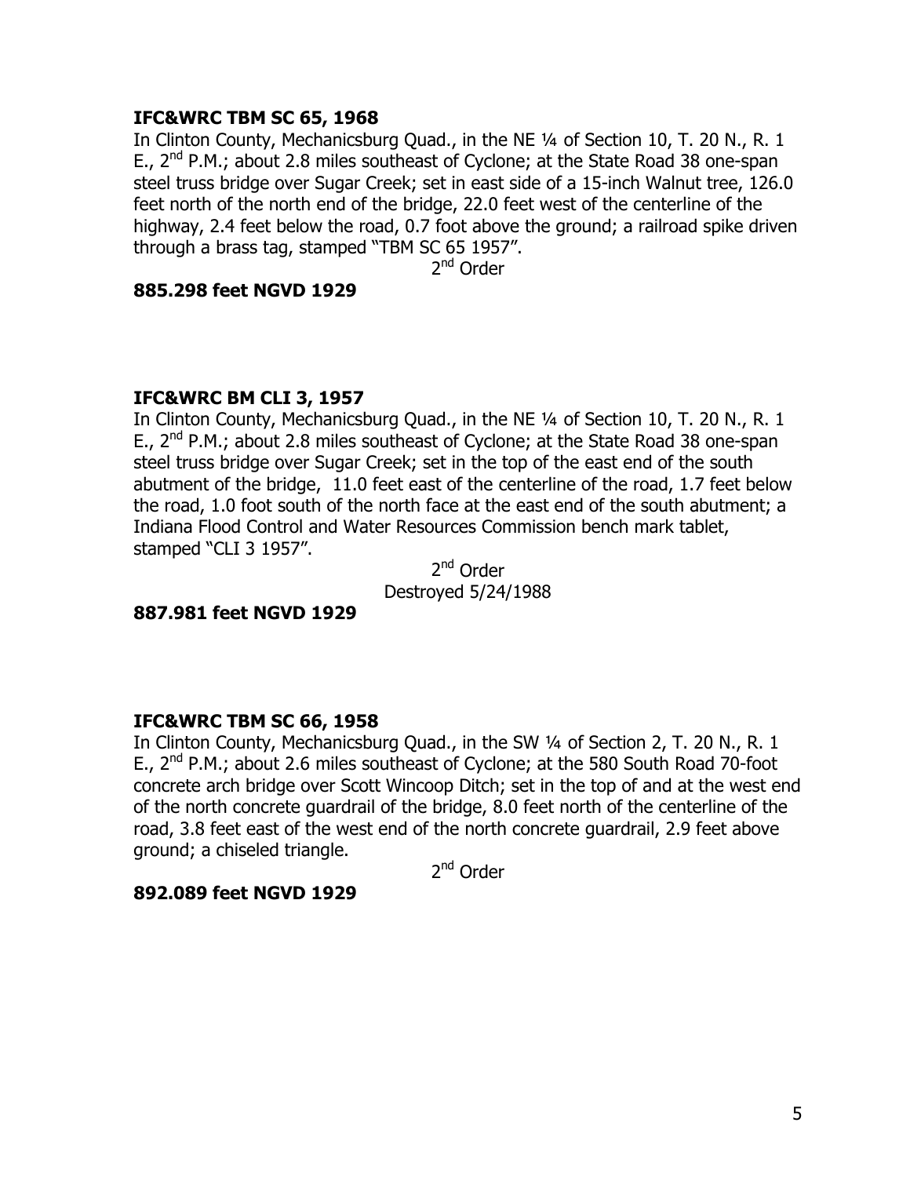**IFC&WRC TBM SC 65, 1968**

In Clinton County, Mechanicsburg Quad., in the NE ¼ of Section 10, T. 20 N., R. 1 E., 2nd P.M.; about 2.8 miles southeast of Cyclone; at the State Road 38 one-span steel truss bridge over Sugar Creek; set in east side of a 15-inch Walnut tree, 126.0 feet north of the north end of the bridge, 22.0 feet west of the centerline of the highway, 2.4 feet below the road, 0.7 foot above the ground; a railroad spike driven through a brass tag, stamped "TBM SC 65 1957".

2nd Order

**885.298 feet NGVD 1929**

**IFC&WRC BM CLI 3, 1957**

In Clinton County, Mechanicsburg Quad., in the NE ¼ of Section 10, T. 20 N., R. 1 E., 2nd P.M.; about 2.8 miles southeast of Cyclone; at the State Road 38 one-span steel truss bridge over Sugar Creek; set in the top of the east end of the south abutment of the bridge, 11.0 feet east of the centerline of the road, 1.7 feet below the road, 1.0 foot south of the north face at the east end of the south abutment; a Indiana Flood Control and Water Resources Commission bench mark tablet, stamped "CLI 3 1957".

2nd Order
Destroyed 5/24/1988

**887.981 feet NGVD 1929**

**IFC&WRC TBM SC 66, 1958**

In Clinton County, Mechanicsburg Quad., in the SW ¼ of Section 2, T. 20 N., R. 1 E., 2nd P.M.; about 2.6 miles southeast of Cyclone; at the 580 South Road 70-foot concrete arch bridge over Scott Wincoop Ditch; set in the top of and at the west end of the north concrete guardrail of the bridge, 8.0 feet north of the centerline of the road, 3.8 feet east of the west end of the north concrete guardrail, 2.9 feet above ground; a chiseled triangle.

2nd Order

**892.089 feet NGVD 1929**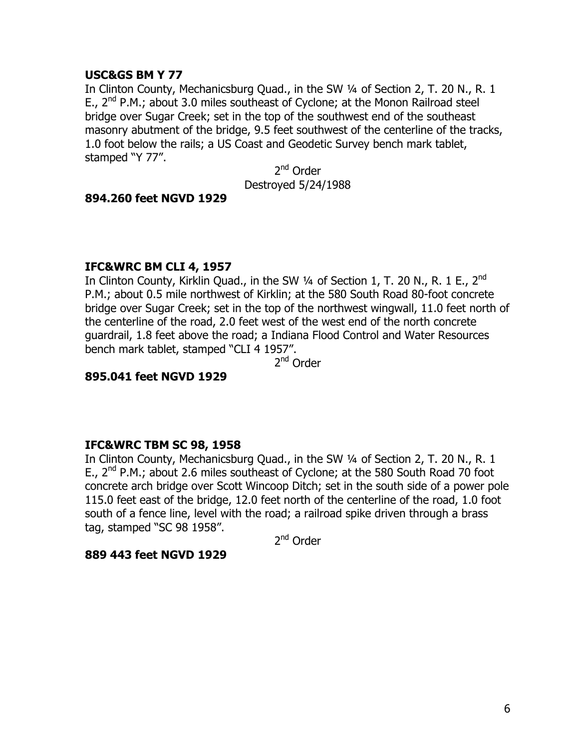**USC&GS BM Y 77**

In Clinton County, Mechanicsburg Quad., in the SW ¼ of Section 2, T. 20 N., R. 1 E., 2nd P.M.; about 3.0 miles southeast of Cyclone; at the Monon Railroad steel bridge over Sugar Creek; set in the top of the southwest end of the southeast masonry abutment of the bridge, 9.5 feet southwest of the centerline of the tracks, 1.0 foot below the rails; a US Coast and Geodetic Survey bench mark tablet, stamped "Y 77".

2nd Order
Destroyed 5/24/1988

**894.260 feet NGVD 1929**

**IFC&WRC BM CLI 4, 1957**

In Clinton County, Kirklin Quad., in the SW ¼ of Section 1, T. 20 N., R. 1 E., 2nd P.M.; about 0.5 mile northwest of Kirklin; at the 580 South Road 80-foot concrete bridge over Sugar Creek; set in the top of the northwest wingwall, 11.0 feet north of the centerline of the road, 2.0 feet west of the west end of the north concrete guardrail, 1.8 feet above the road; a Indiana Flood Control and Water Resources bench mark tablet, stamped "CLI 4 1957".

2nd Order

**895.041 feet NGVD 1929**

**IFC&WRC TBM SC 98, 1958**

In Clinton County, Mechanicsburg Quad., in the SW ¼ of Section 2, T. 20 N., R. 1 E., 2nd P.M.; about 2.6 miles southeast of Cyclone; at the 580 South Road 70 foot concrete arch bridge over Scott Wincoop Ditch; set in the south side of a power pole 115.0 feet east of the bridge, 12.0 feet north of the centerline of the road, 1.0 foot south of a fence line, level with the road; a railroad spike driven through a brass tag, stamped "SC 98 1958".

2nd Order

**889 443 feet NGVD 1929**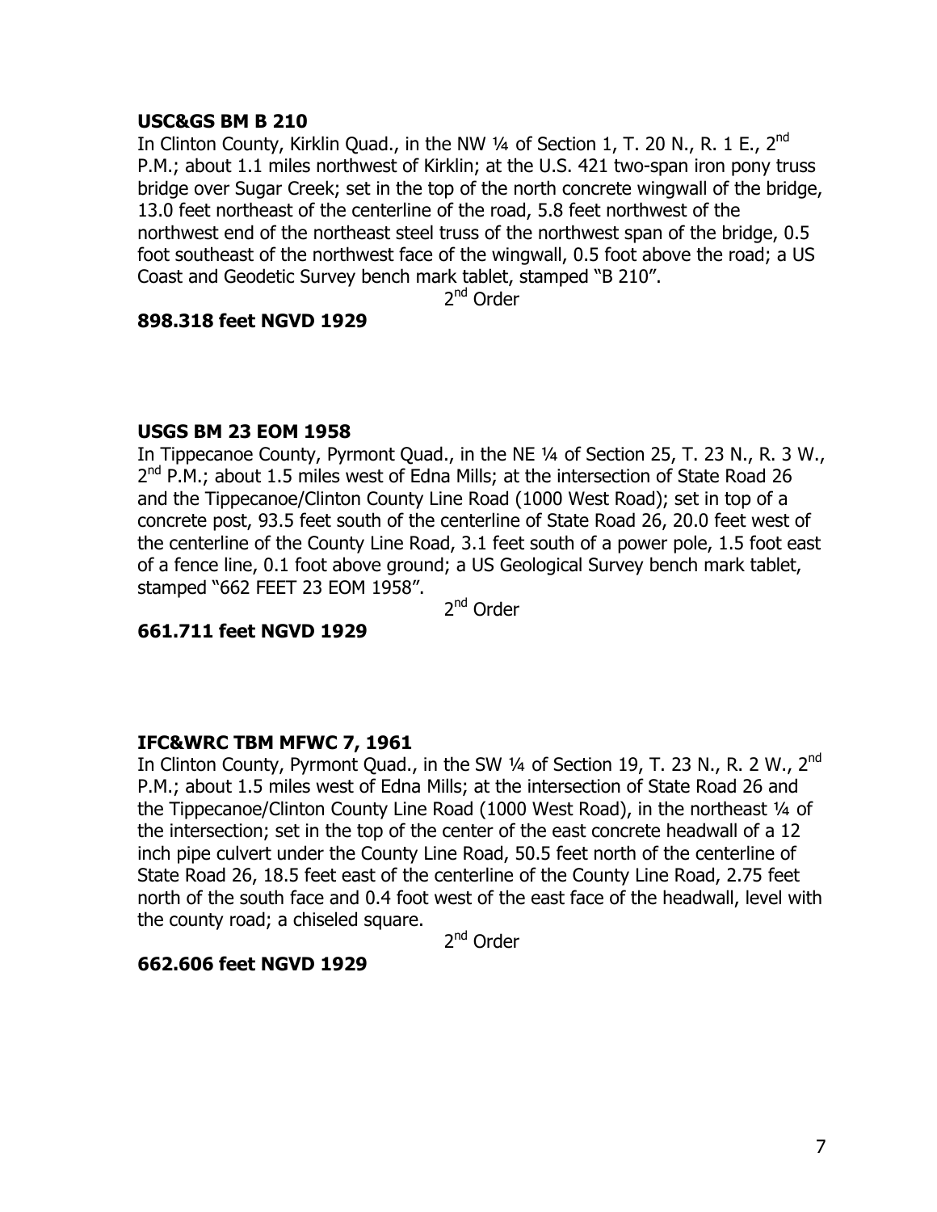**USC&GS BM B 210**

In Clinton County, Kirklin Quad., in the NW ¼ of Section 1, T. 20 N., R. 1 E., 2nd P.M.; about 1.1 miles northwest of Kirklin; at the U.S. 421 two-span iron pony truss bridge over Sugar Creek; set in the top of the north concrete wingwall of the bridge, 13.0 feet northeast of the centerline of the road, 5.8 feet northwest of the northwest end of the northeast steel truss of the northwest span of the bridge, 0.5 foot southeast of the northwest face of the wingwall, 0.5 foot above the road; a US Coast and Geodetic Survey bench mark tablet, stamped "B 210".

2nd Order

**898.318 feet NGVD 1929**

**USGS BM 23 EOM 1958**

In Tippecanoe County, Pyrmont Quad., in the NE ¼ of Section 25, T. 23 N., R. 3 W., 2nd P.M.; about 1.5 miles west of Edna Mills; at the intersection of State Road 26 and the Tippecanoe/Clinton County Line Road (1000 West Road); set in top of a concrete post, 93.5 feet south of the centerline of State Road 26, 20.0 feet west of the centerline of the County Line Road, 3.1 feet south of a power pole, 1.5 foot east of a fence line, 0.1 foot above ground; a US Geological Survey bench mark tablet, stamped "662 FEET 23 EOM 1958".

2nd Order

**661.711 feet NGVD 1929**

**IFC&WRC TBM MFWC 7, 1961**

In Clinton County, Pyrmont Quad., in the SW ¼ of Section 19, T. 23 N., R. 2 W., 2nd P.M.; about 1.5 miles west of Edna Mills; at the intersection of State Road 26 and the Tippecanoe/Clinton County Line Road (1000 West Road), in the northeast ¼ of the intersection; set in the top of the center of the east concrete headwall of a 12 inch pipe culvert under the County Line Road, 50.5 feet north of the centerline of State Road 26, 18.5 feet east of the centerline of the County Line Road, 2.75 feet north of the south face and 0.4 foot west of the east face of the headwall, level with the county road; a chiseled square.

2nd Order

**662.606 feet NGVD 1929**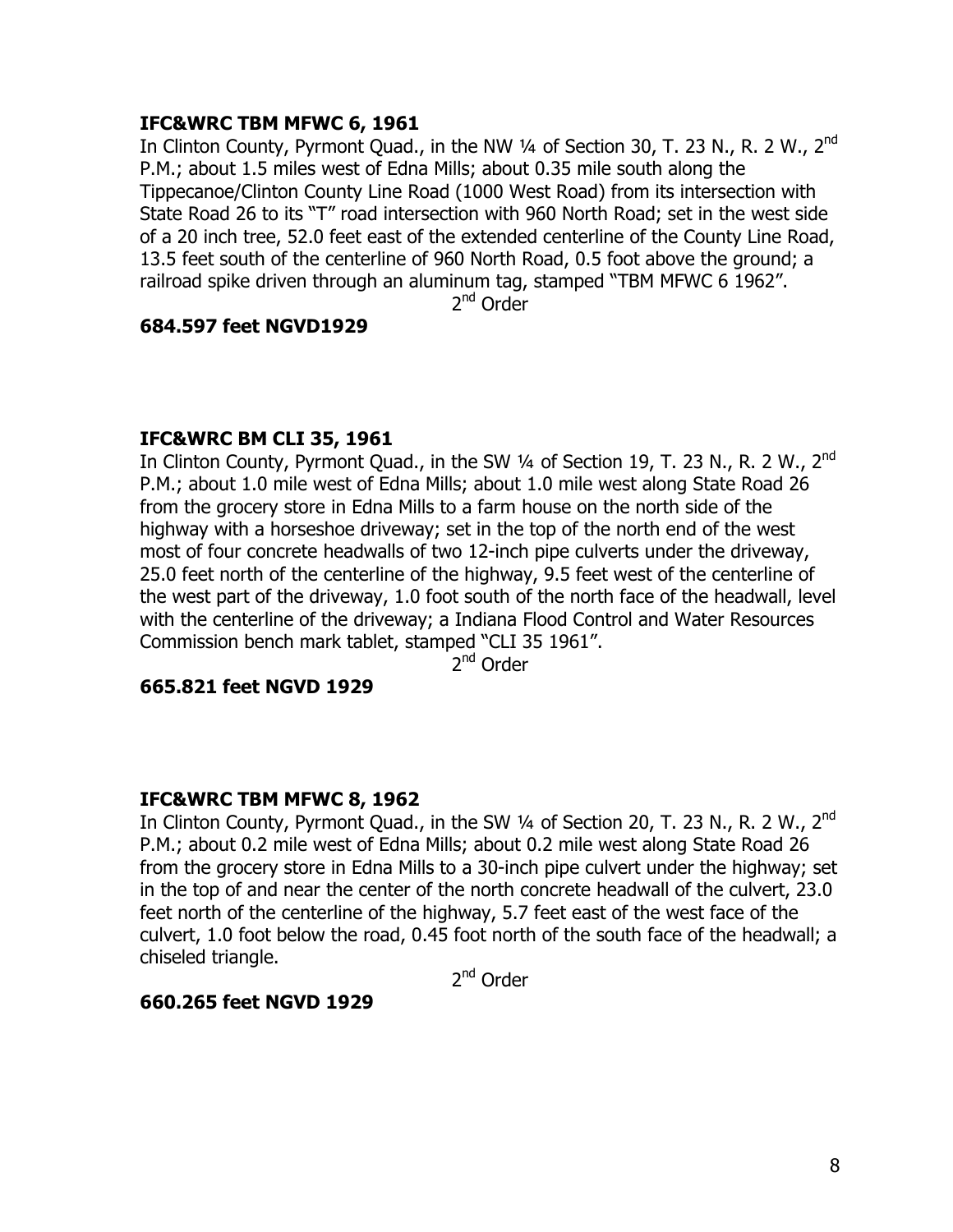**IFC&WRC TBM MFWC 6, 1961**

In Clinton County, Pyrmont Quad., in the NW ¼ of Section 30, T. 23 N., R. 2 W., 2nd P.M.; about 1.5 miles west of Edna Mills; about 0.35 mile south along the Tippecanoe/Clinton County Line Road (1000 West Road) from its intersection with State Road 26 to its "T" road intersection with 960 North Road; set in the west side of a 20 inch tree, 52.0 feet east of the extended centerline of the County Line Road, 13.5 feet south of the centerline of 960 North Road, 0.5 foot above the ground; a railroad spike driven through an aluminum tag, stamped "TBM MFWC 6 1962".

2nd Order

**684.597 feet NGVD1929**

**IFC&WRC BM CLI 35, 1961**

In Clinton County, Pyrmont Quad., in the SW ¼ of Section 19, T. 23 N., R. 2 W., 2nd P.M.; about 1.0 mile west of Edna Mills; about 1.0 mile west along State Road 26 from the grocery store in Edna Mills to a farm house on the north side of the highway with a horseshoe driveway; set in the top of the north end of the west most of four concrete headwalls of two 12-inch pipe culverts under the driveway, 25.0 feet north of the centerline of the highway, 9.5 feet west of the centerline of the west part of the driveway, 1.0 foot south of the north face of the headwall, level with the centerline of the driveway; a Indiana Flood Control and Water Resources Commission bench mark tablet, stamped "CLI 35 1961".

2nd Order

**665.821 feet NGVD 1929**

**IFC&WRC TBM MFWC 8, 1962**

In Clinton County, Pyrmont Quad., in the SW ¼ of Section 20, T. 23 N., R. 2 W., 2nd P.M.; about 0.2 mile west of Edna Mills; about 0.2 mile west along State Road 26 from the grocery store in Edna Mills to a 30-inch pipe culvert under the highway; set in the top of and near the center of the north concrete headwall of the culvert, 23.0 feet north of the centerline of the highway, 5.7 feet east of the west face of the culvert, 1.0 foot below the road, 0.45 foot north of the south face of the headwall; a chiseled triangle.

2nd Order

**660.265 feet NGVD 1929**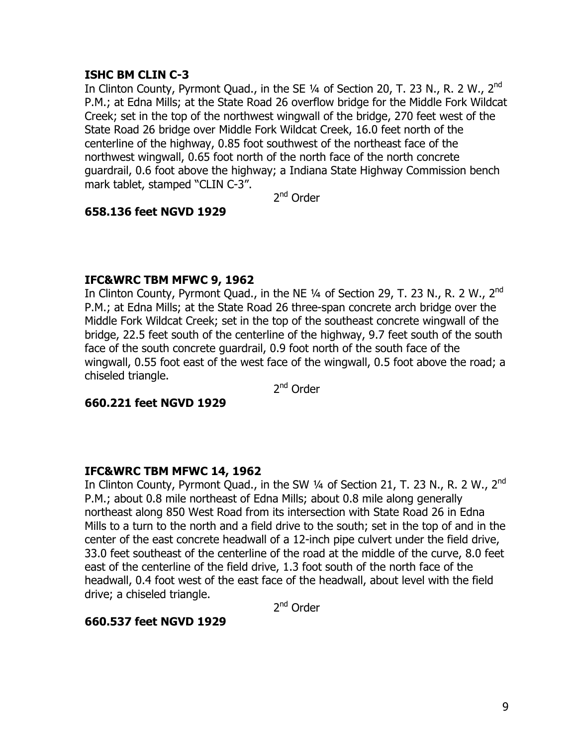**ISHC BM CLIN C-3**

In Clinton County, Pyrmont Quad., in the SE ¼ of Section 20, T. 23 N., R. 2 W., 2nd P.M.; at Edna Mills; at the State Road 26 overflow bridge for the Middle Fork Wildcat Creek; set in the top of the northwest wingwall of the bridge, 270 feet west of the State Road 26 bridge over Middle Fork Wildcat Creek, 16.0 feet north of the centerline of the highway, 0.85 foot southwest of the northeast face of the northwest wingwall, 0.65 foot north of the north face of the north concrete guardrail, 0.6 foot above the highway; a Indiana State Highway Commission bench mark tablet, stamped "CLIN C-3".

2nd Order

**658.136 feet NGVD 1929**

**IFC&WRC TBM MFWC 9, 1962**

In Clinton County, Pyrmont Quad., in the NE ¼ of Section 29, T. 23 N., R. 2 W., 2nd P.M.; at Edna Mills; at the State Road 26 three-span concrete arch bridge over the Middle Fork Wildcat Creek; set in the top of the southeast concrete wingwall of the bridge, 22.5 feet south of the centerline of the highway, 9.7 feet south of the south face of the south concrete guardrail, 0.9 foot north of the south face of the wingwall, 0.55 foot east of the west face of the wingwall, 0.5 foot above the road; a chiseled triangle.

2nd Order

**660.221 feet NGVD 1929**

**IFC&WRC TBM MFWC 14, 1962**

In Clinton County, Pyrmont Quad., in the SW ¼ of Section 21, T. 23 N., R. 2 W., 2nd P.M.; about 0.8 mile northeast of Edna Mills; about 0.8 mile along generally northeast along 850 West Road from its intersection with State Road 26 in Edna Mills to a turn to the north and a field drive to the south; set in the top of and in the center of the east concrete headwall of a 12-inch pipe culvert under the field drive, 33.0 feet southeast of the centerline of the road at the middle of the curve, 8.0 feet east of the centerline of the field drive, 1.3 foot south of the north face of the headwall, 0.4 foot west of the east face of the headwall, about level with the field drive; a chiseled triangle.

2nd Order

**660.537 feet NGVD 1929**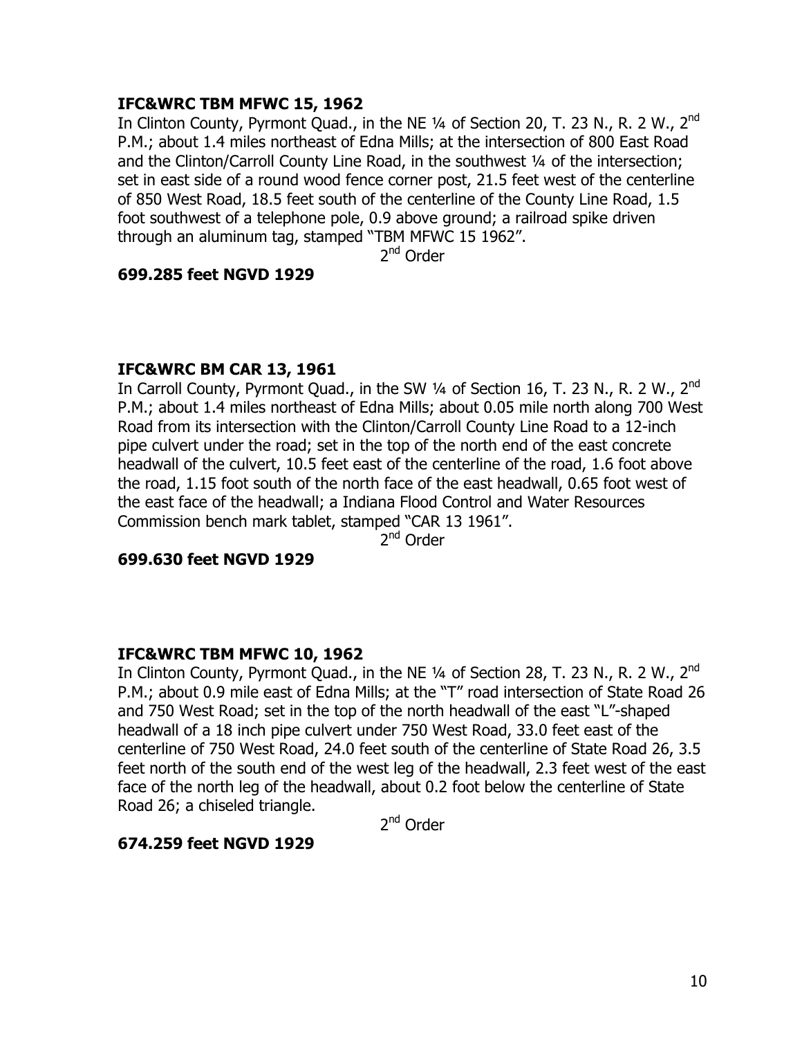**IFC&WRC TBM MFWC 15, 1962**

In Clinton County, Pyrmont Quad., in the NE ¼ of Section 20, T. 23 N., R. 2 W., 2nd P.M.; about 1.4 miles northeast of Edna Mills; at the intersection of 800 East Road and the Clinton/Carroll County Line Road, in the southwest ¼ of the intersection; set in east side of a round wood fence corner post, 21.5 feet west of the centerline of 850 West Road, 18.5 feet south of the centerline of the County Line Road, 1.5 foot southwest of a telephone pole, 0.9 above ground; a railroad spike driven through an aluminum tag, stamped "TBM MFWC 15 1962".

2nd Order

**699.285 feet NGVD 1929**

**IFC&WRC BM CAR 13, 1961**

In Carroll County, Pyrmont Quad., in the SW ¼ of Section 16, T. 23 N., R. 2 W., 2nd P.M.; about 1.4 miles northeast of Edna Mills; about 0.05 mile north along 700 West Road from its intersection with the Clinton/Carroll County Line Road to a 12-inch pipe culvert under the road; set in the top of the north end of the east concrete headwall of the culvert, 10.5 feet east of the centerline of the road, 1.6 foot above the road, 1.15 foot south of the north face of the east headwall, 0.65 foot west of the east face of the headwall; a Indiana Flood Control and Water Resources Commission bench mark tablet, stamped "CAR 13 1961".

2nd Order

**699.630 feet NGVD 1929**

**IFC&WRC TBM MFWC 10, 1962**

In Clinton County, Pyrmont Quad., in the NE ¼ of Section 28, T. 23 N., R. 2 W., 2nd P.M.; about 0.9 mile east of Edna Mills; at the "T" road intersection of State Road 26 and 750 West Road; set in the top of the north headwall of the east "L"-shaped headwall of a 18 inch pipe culvert under 750 West Road, 33.0 feet east of the centerline of 750 West Road, 24.0 feet south of the centerline of State Road 26, 3.5 feet north of the south end of the west leg of the headwall, 2.3 feet west of the east face of the north leg of the headwall, about 0.2 foot below the centerline of State Road 26; a chiseled triangle.

2nd Order

**674.259 feet NGVD 1929**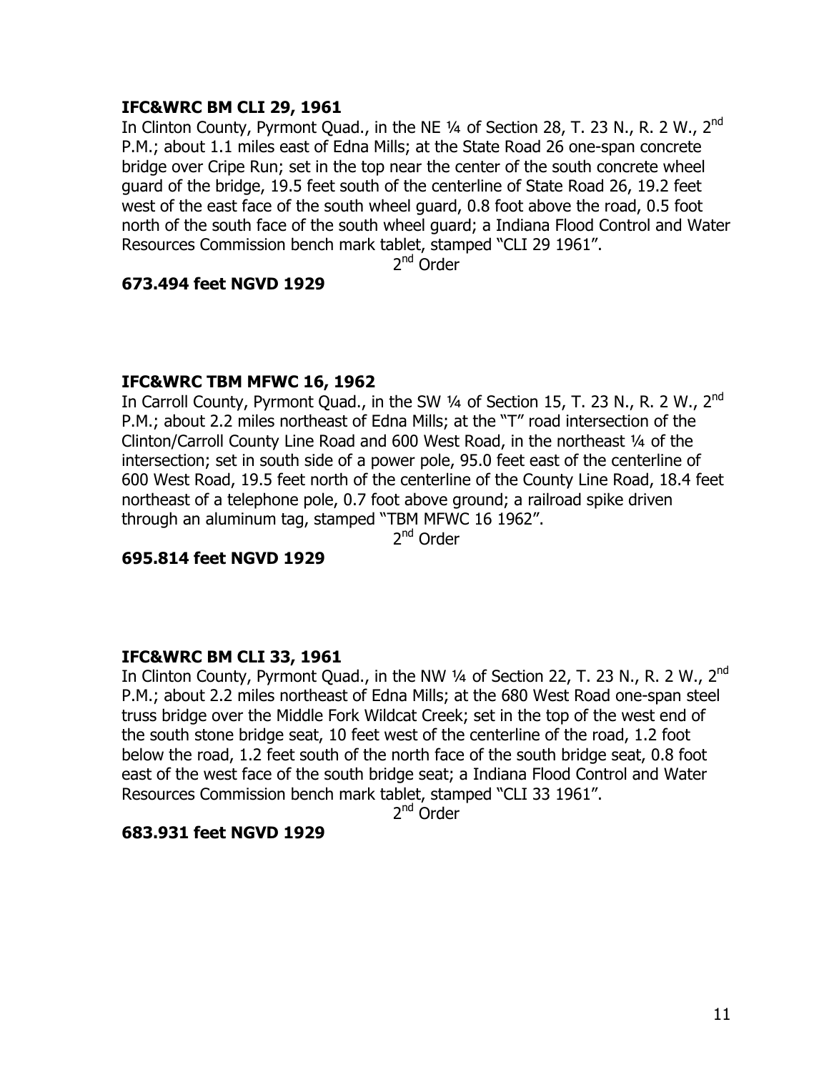**IFC&WRC BM CLI 29, 1961**

In Clinton County, Pyrmont Quad., in the NE ¼ of Section 28, T. 23 N., R. 2 W., 2nd P.M.; about 1.1 miles east of Edna Mills; at the State Road 26 one-span concrete bridge over Cripe Run; set in the top near the center of the south concrete wheel guard of the bridge, 19.5 feet south of the centerline of State Road 26, 19.2 feet west of the east face of the south wheel guard, 0.8 foot above the road, 0.5 foot north of the south face of the south wheel guard; a Indiana Flood Control and Water Resources Commission bench mark tablet, stamped "CLI 29 1961".

2nd Order

**673.494 feet NGVD 1929**

**IFC&WRC TBM MFWC 16, 1962**

In Carroll County, Pyrmont Quad., in the SW ¼ of Section 15, T. 23 N., R. 2 W., 2nd P.M.; about 2.2 miles northeast of Edna Mills; at the "T" road intersection of the Clinton/Carroll County Line Road and 600 West Road, in the northeast ¼ of the intersection; set in south side of a power pole, 95.0 feet east of the centerline of 600 West Road, 19.5 feet north of the centerline of the County Line Road, 18.4 feet northeast of a telephone pole, 0.7 foot above ground; a railroad spike driven through an aluminum tag, stamped "TBM MFWC 16 1962".

2nd Order

**695.814 feet NGVD 1929**

**IFC&WRC BM CLI 33, 1961**

In Clinton County, Pyrmont Quad., in the NW ¼ of Section 22, T. 23 N., R. 2 W., 2nd P.M.; about 2.2 miles northeast of Edna Mills; at the 680 West Road one-span steel truss bridge over the Middle Fork Wildcat Creek; set in the top of the west end of the south stone bridge seat, 10 feet west of the centerline of the road, 1.2 foot below the road, 1.2 feet south of the north face of the south bridge seat, 0.8 foot east of the west face of the south bridge seat; a Indiana Flood Control and Water Resources Commission bench mark tablet, stamped "CLI 33 1961".

2nd Order

**683.931 feet NGVD 1929**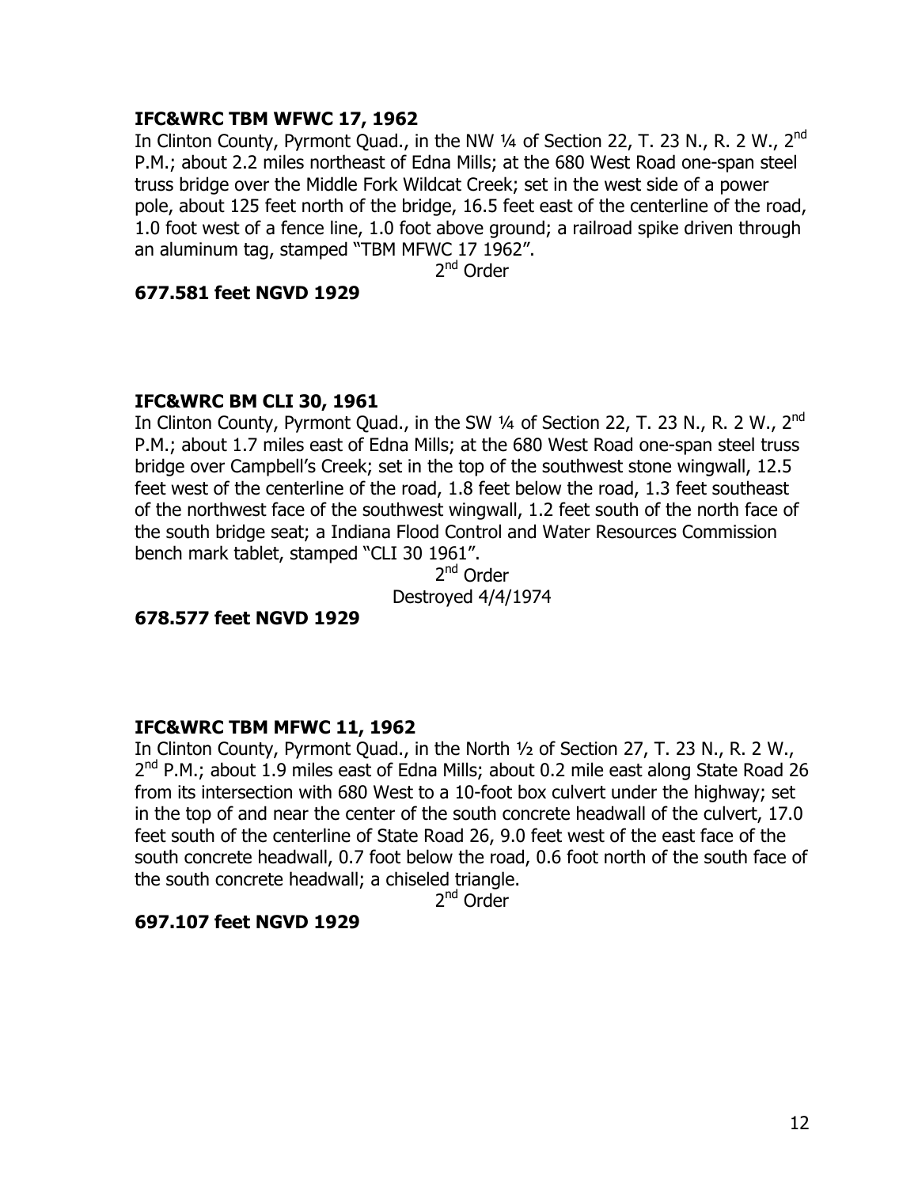**IFC&WRC TBM WFWC 17, 1962**
In Clinton County, Pyrmont Quad., in the NW ¼ of Section 22, T. 23 N., R. 2 W., 2nd P.M.; about 2.2 miles northeast of Edna Mills; at the 680 West Road one-span steel truss bridge over the Middle Fork Wildcat Creek; set in the west side of a power pole, about 125 feet north of the bridge, 16.5 feet east of the centerline of the road, 1.0 foot west of a fence line, 1.0 foot above ground; a railroad spike driven through an aluminum tag, stamped "TBM MFWC 17 1962".

2nd Order

**677.581 feet NGVD 1929**

**IFC&WRC BM CLI 30, 1961**
In Clinton County, Pyrmont Quad., in the SW ¼ of Section 22, T. 23 N., R. 2 W., 2nd P.M.; about 1.7 miles east of Edna Mills; at the 680 West Road one-span steel truss bridge over Campbell's Creek; set in the top of the southwest stone wingwall, 12.5 feet west of the centerline of the road, 1.8 feet below the road, 1.3 feet southeast of the northwest face of the southwest wingwall, 1.2 feet south of the north face of the south bridge seat; a Indiana Flood Control and Water Resources Commission bench mark tablet, stamped "CLI 30 1961".

2nd Order
Destroyed 4/4/1974

**678.577 feet NGVD 1929**

**IFC&WRC TBM MFWC 11, 1962**
In Clinton County, Pyrmont Quad., in the North ½ of Section 27, T. 23 N., R. 2 W., 2nd P.M.; about 1.9 miles east of Edna Mills; about 0.2 mile east along State Road 26 from its intersection with 680 West to a 10-foot box culvert under the highway; set in the top of and near the center of the south concrete headwall of the culvert, 17.0 feet south of the centerline of State Road 26, 9.0 feet west of the east face of the south concrete headwall, 0.7 foot below the road, 0.6 foot north of the south face of the south concrete headwall; a chiseled triangle.

2nd Order

**697.107 feet NGVD 1929**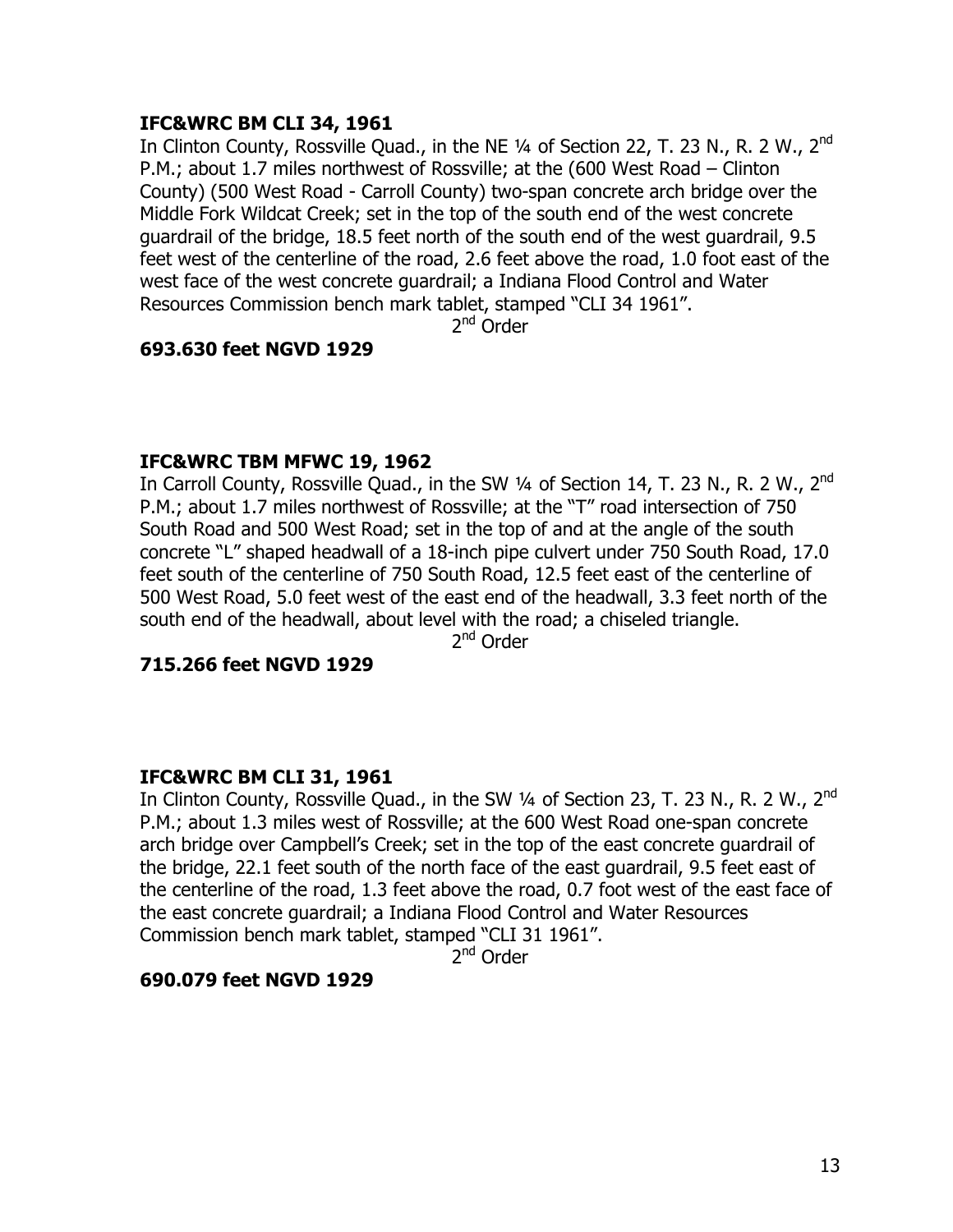**IFC&WRC BM CLI 34, 1961**

In Clinton County, Rossville Quad., in the NE ¼ of Section 22, T. 23 N., R. 2 W., 2nd P.M.; about 1.7 miles northwest of Rossville; at the (600 West Road – Clinton County) (500 West Road - Carroll County) two-span concrete arch bridge over the Middle Fork Wildcat Creek; set in the top of the south end of the west concrete guardrail of the bridge, 18.5 feet north of the south end of the west guardrail, 9.5 feet west of the centerline of the road, 2.6 feet above the road, 1.0 foot east of the west face of the west concrete guardrail; a Indiana Flood Control and Water Resources Commission bench mark tablet, stamped "CLI 34 1961".

2nd Order

**693.630 feet NGVD 1929**

**IFC&WRC TBM MFWC 19, 1962**

In Carroll County, Rossville Quad., in the SW ¼ of Section 14, T. 23 N., R. 2 W., 2nd P.M.; about 1.7 miles northwest of Rossville; at the "T" road intersection of 750 South Road and 500 West Road; set in the top of and at the angle of the south concrete "L" shaped headwall of a 18-inch pipe culvert under 750 South Road, 17.0 feet south of the centerline of 750 South Road, 12.5 feet east of the centerline of 500 West Road, 5.0 feet west of the east end of the headwall, 3.3 feet north of the south end of the headwall, about level with the road; a chiseled triangle.

2nd Order

**715.266 feet NGVD 1929**

**IFC&WRC BM CLI 31, 1961**

In Clinton County, Rossville Quad., in the SW ¼ of Section 23, T. 23 N., R. 2 W., 2nd P.M.; about 1.3 miles west of Rossville; at the 600 West Road one-span concrete arch bridge over Campbell's Creek; set in the top of the east concrete guardrail of the bridge, 22.1 feet south of the north face of the east guardrail, 9.5 feet east of the centerline of the road, 1.3 feet above the road, 0.7 foot west of the east face of the east concrete guardrail; a Indiana Flood Control and Water Resources Commission bench mark tablet, stamped "CLI 31 1961".

2nd Order

**690.079 feet NGVD 1929**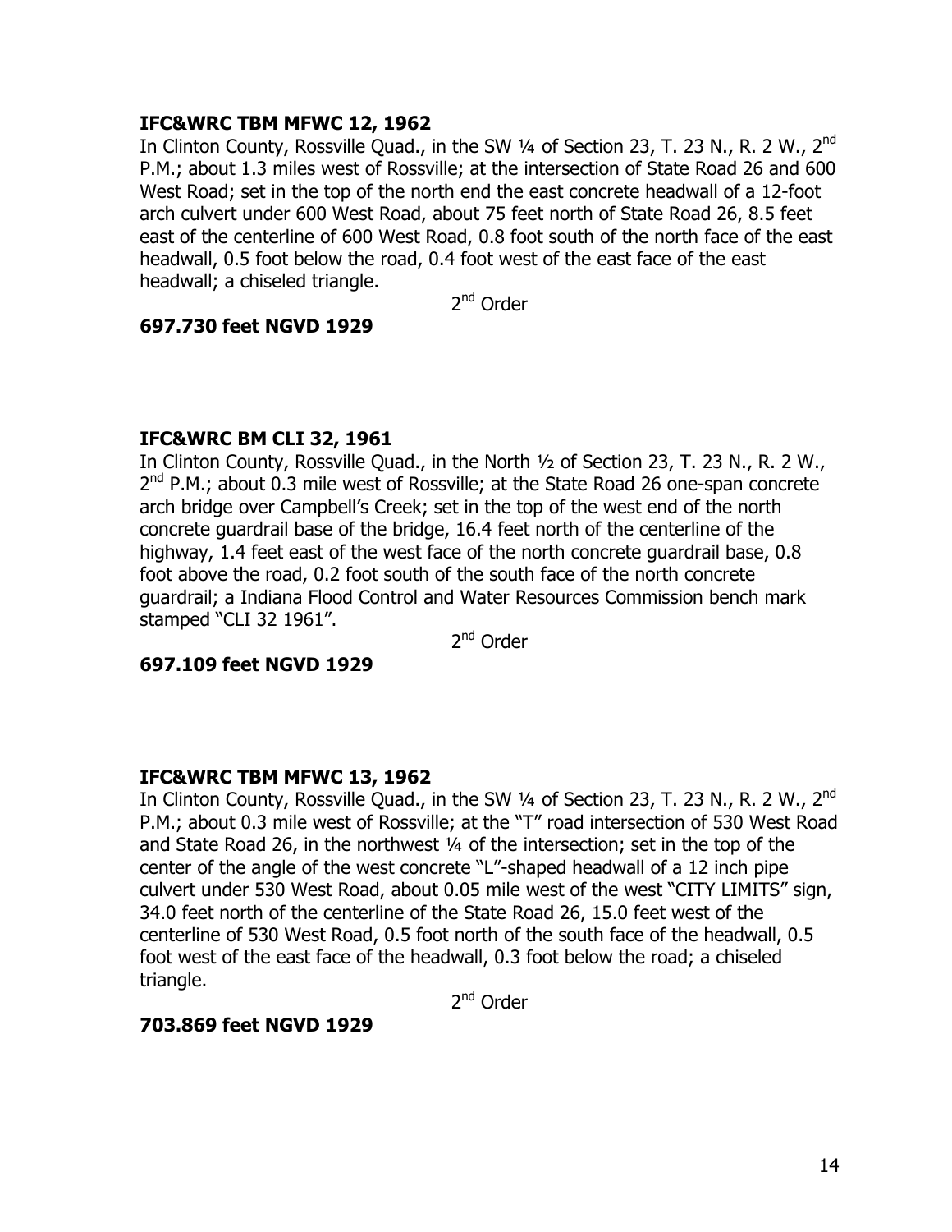**IFC&WRC TBM MFWC 12, 1962**

In Clinton County, Rossville Quad., in the SW ¼ of Section 23, T. 23 N., R. 2 W., 2nd P.M.; about 1.3 miles west of Rossville; at the intersection of State Road 26 and 600 West Road; set in the top of the north end the east concrete headwall of a 12-foot arch culvert under 600 West Road, about 75 feet north of State Road 26, 8.5 feet east of the centerline of 600 West Road, 0.8 foot south of the north face of the east headwall, 0.5 foot below the road, 0.4 foot west of the east face of the east headwall; a chiseled triangle.

2nd Order

**697.730 feet NGVD 1929**

**IFC&WRC BM CLI 32, 1961**

In Clinton County, Rossville Quad., in the North ½ of Section 23, T. 23 N., R. 2 W., 2nd P.M.; about 0.3 mile west of Rossville; at the State Road 26 one-span concrete arch bridge over Campbell's Creek; set in the top of the west end of the north concrete guardrail base of the bridge, 16.4 feet north of the centerline of the highway, 1.4 feet east of the west face of the north concrete guardrail base, 0.8 foot above the road, 0.2 foot south of the south face of the north concrete guardrail; a Indiana Flood Control and Water Resources Commission bench mark stamped "CLI 32 1961".

2nd Order

**697.109 feet NGVD 1929**

**IFC&WRC TBM MFWC 13, 1962**

In Clinton County, Rossville Quad., in the SW ¼ of Section 23, T. 23 N., R. 2 W., 2nd P.M.; about 0.3 mile west of Rossville; at the "T" road intersection of 530 West Road and State Road 26, in the northwest ¼ of the intersection; set in the top of the center of the angle of the west concrete "L"-shaped headwall of a 12 inch pipe culvert under 530 West Road, about 0.05 mile west of the west "CITY LIMITS" sign, 34.0 feet north of the centerline of the State Road 26, 15.0 feet west of the centerline of 530 West Road, 0.5 foot north of the south face of the headwall, 0.5 foot west of the east face of the headwall, 0.3 foot below the road; a chiseled triangle.

2nd Order

**703.869 feet NGVD 1929**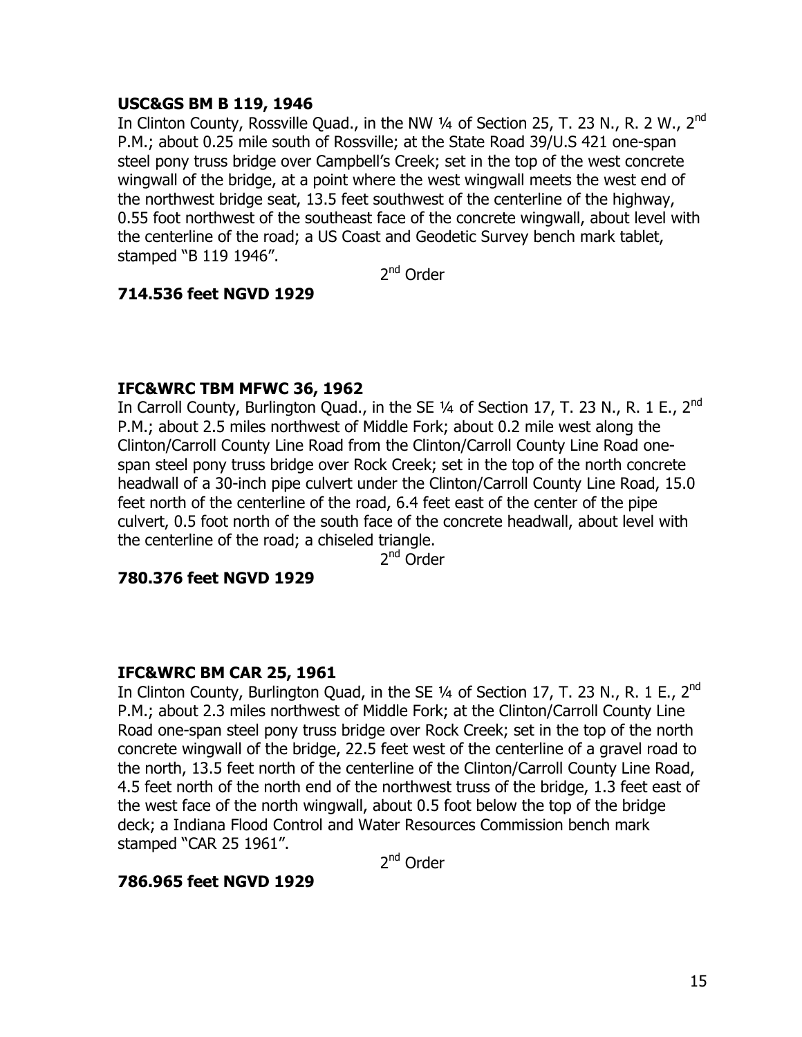**USC&GS BM B 119, 1946**

In Clinton County, Rossville Quad., in the NW ¼ of Section 25, T. 23 N., R. 2 W., 2nd P.M.; about 0.25 mile south of Rossville; at the State Road 39/U.S 421 one-span steel pony truss bridge over Campbell's Creek; set in the top of the west concrete wingwall of the bridge, at a point where the west wingwall meets the west end of the northwest bridge seat, 13.5 feet southwest of the centerline of the highway, 0.55 foot northwest of the southeast face of the concrete wingwall, about level with the centerline of the road; a US Coast and Geodetic Survey bench mark tablet, stamped "B 119 1946".

2nd Order

**714.536 feet NGVD 1929**

**IFC&WRC TBM MFWC 36, 1962**

In Carroll County, Burlington Quad., in the SE ¼ of Section 17, T. 23 N., R. 1 E., 2nd P.M.; about 2.5 miles northwest of Middle Fork; about 0.2 mile west along the Clinton/Carroll County Line Road from the Clinton/Carroll County Line Road one-span steel pony truss bridge over Rock Creek; set in the top of the north concrete headwall of a 30-inch pipe culvert under the Clinton/Carroll County Line Road, 15.0 feet north of the centerline of the road, 6.4 feet east of the center of the pipe culvert, 0.5 foot north of the south face of the concrete headwall, about level with the centerline of the road; a chiseled triangle.

2nd Order

**780.376 feet NGVD 1929**

**IFC&WRC BM CAR 25, 1961**

In Clinton County, Burlington Quad, in the SE ¼ of Section 17, T. 23 N., R. 1 E., 2nd P.M.; about 2.3 miles northwest of Middle Fork; at the Clinton/Carroll County Line Road one-span steel pony truss bridge over Rock Creek; set in the top of the north concrete wingwall of the bridge, 22.5 feet west of the centerline of a gravel road to the north, 13.5 feet north of the centerline of the Clinton/Carroll County Line Road, 4.5 feet north of the north end of the northwest truss of the bridge, 1.3 feet east of the west face of the north wingwall, about 0.5 foot below the top of the bridge deck; a Indiana Flood Control and Water Resources Commission bench mark stamped "CAR 25 1961".

2nd Order

**786.965 feet NGVD 1929**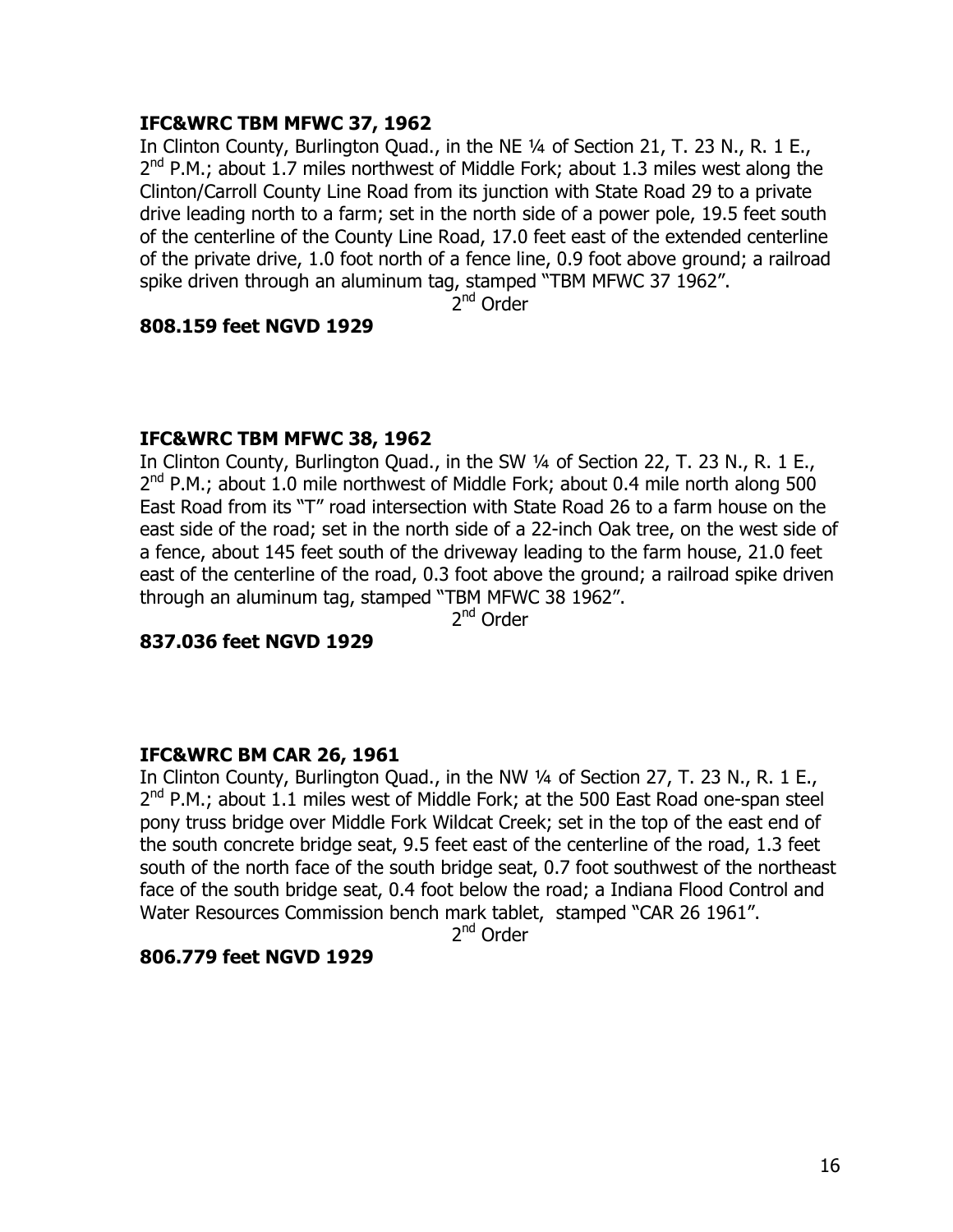**IFC&WRC TBM MFWC 37, 1962**

In Clinton County, Burlington Quad., in the NE ¼ of Section 21, T. 23 N., R. 1 E., 2nd P.M.; about 1.7 miles northwest of Middle Fork; about 1.3 miles west along the Clinton/Carroll County Line Road from its junction with State Road 29 to a private drive leading north to a farm; set in the north side of a power pole, 19.5 feet south of the centerline of the County Line Road, 17.0 feet east of the extended centerline of the private drive, 1.0 foot north of a fence line, 0.9 foot above ground; a railroad spike driven through an aluminum tag, stamped "TBM MFWC 37 1962".

2nd Order

**808.159 feet NGVD 1929**

**IFC&WRC TBM MFWC 38, 1962**

In Clinton County, Burlington Quad., in the SW ¼ of Section 22, T. 23 N., R. 1 E., 2nd P.M.; about 1.0 mile northwest of Middle Fork; about 0.4 mile north along 500 East Road from its "T" road intersection with State Road 26 to a farm house on the east side of the road; set in the north side of a 22-inch Oak tree, on the west side of a fence, about 145 feet south of the driveway leading to the farm house, 21.0 feet east of the centerline of the road, 0.3 foot above the ground; a railroad spike driven through an aluminum tag, stamped "TBM MFWC 38 1962".

2nd Order

**837.036 feet NGVD 1929**

**IFC&WRC BM CAR 26, 1961**

In Clinton County, Burlington Quad., in the NW ¼ of Section 27, T. 23 N., R. 1 E., 2nd P.M.; about 1.1 miles west of Middle Fork; at the 500 East Road one-span steel pony truss bridge over Middle Fork Wildcat Creek; set in the top of the east end of the south concrete bridge seat, 9.5 feet east of the centerline of the road, 1.3 feet south of the north face of the south bridge seat, 0.7 foot southwest of the northeast face of the south bridge seat, 0.4 foot below the road; a Indiana Flood Control and Water Resources Commission bench mark tablet, stamped "CAR 26 1961".

2nd Order

**806.779 feet NGVD 1929**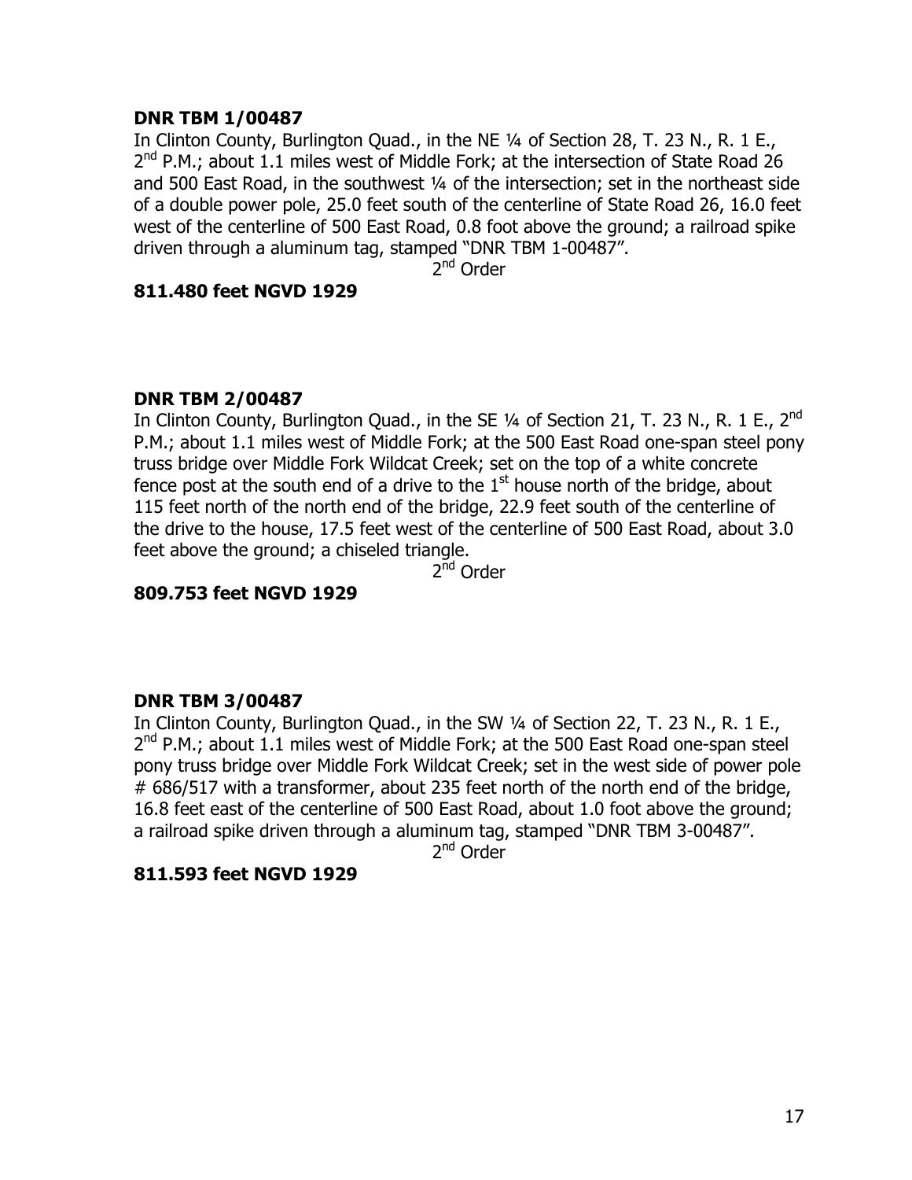**DNR TBM 1/00487**

In Clinton County, Burlington Quad., in the NE ¼ of Section 28, T. 23 N., R. 1 E., 2nd P.M.; about 1.1 miles west of Middle Fork; at the intersection of State Road 26 and 500 East Road, in the southwest ¼ of the intersection; set in the northeast side of a double power pole, 25.0 feet south of the centerline of State Road 26, 16.0 feet west of the centerline of 500 East Road, 0.8 foot above the ground; a railroad spike driven through a aluminum tag, stamped "DNR TBM 1-00487".

2nd Order

**811.480 feet NGVD 1929**

**DNR TBM 2/00487**

In Clinton County, Burlington Quad., in the SE ¼ of Section 21, T. 23 N., R. 1 E., 2nd P.M.; about 1.1 miles west of Middle Fork; at the 500 East Road one-span steel pony truss bridge over Middle Fork Wildcat Creek; set on the top of a white concrete fence post at the south end of a drive to the 1st house north of the bridge, about 115 feet north of the north end of the bridge, 22.9 feet south of the centerline of the drive to the house, 17.5 feet west of the centerline of 500 East Road, about 3.0 feet above the ground; a chiseled triangle.

2nd Order

**809.753 feet NGVD 1929**

**DNR TBM 3/00487**

In Clinton County, Burlington Quad., in the SW ¼ of Section 22, T. 23 N., R. 1 E., 2nd P.M.; about 1.1 miles west of Middle Fork; at the 500 East Road one-span steel pony truss bridge over Middle Fork Wildcat Creek; set in the west side of power pole # 686/517 with a transformer, about 235 feet north of the north end of the bridge, 16.8 feet east of the centerline of 500 East Road, about 1.0 foot above the ground; a railroad spike driven through a aluminum tag, stamped "DNR TBM 3-00487".

2nd Order

**811.593 feet NGVD 1929**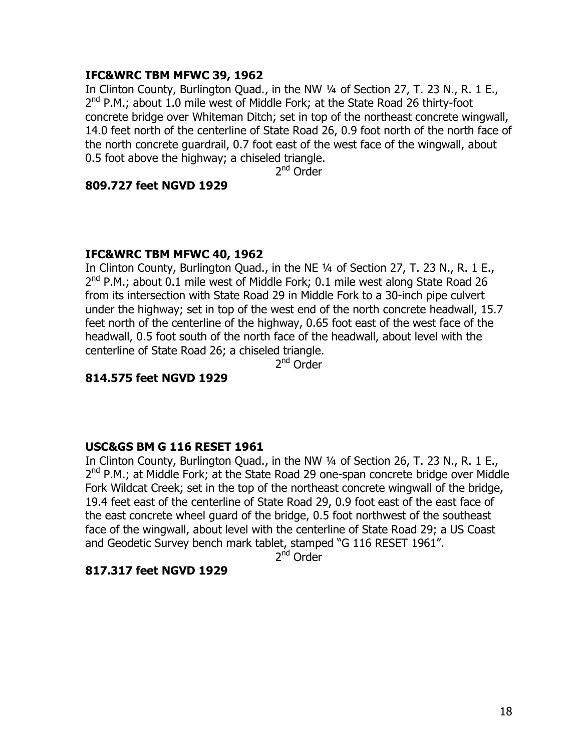**IFC&WRC TBM MFWC 39, 1962**

In Clinton County, Burlington Quad., in the NW ¼ of Section 27, T. 23 N., R. 1 E., 2nd P.M.; about 1.0 mile west of Middle Fork; at the State Road 26 thirty-foot concrete bridge over Whiteman Ditch; set in top of the northeast concrete wingwall, 14.0 feet north of the centerline of State Road 26, 0.9 foot north of the north face of the north concrete guardrail, 0.7 foot east of the west face of the wingwall, about 0.5 foot above the highway; a chiseled triangle.

2nd Order

**809.727 feet NGVD 1929**

**IFC&WRC TBM MFWC 40, 1962**

In Clinton County, Burlington Quad., in the NE ¼ of Section 27, T. 23 N., R. 1 E., 2nd P.M.; about 0.1 mile west of Middle Fork; 0.1 mile west along State Road 26 from its intersection with State Road 29 in Middle Fork to a 30-inch pipe culvert under the highway; set in top of the west end of the north concrete headwall, 15.7 feet north of the centerline of the highway, 0.65 foot east of the west face of the headwall, 0.5 foot south of the north face of the headwall, about level with the centerline of State Road 26; a chiseled triangle.

2nd Order

**814.575 feet NGVD 1929**

**USC&GS BM G 116 RESET 1961**

In Clinton County, Burlington Quad., in the NW ¼ of Section 26, T. 23 N., R. 1 E., 2nd P.M.; at Middle Fork; at the State Road 29 one-span concrete bridge over Middle Fork Wildcat Creek; set in the top of the northeast concrete wingwall of the bridge, 19.4 feet east of the centerline of State Road 29, 0.9 foot east of the east face of the east concrete wheel guard of the bridge, 0.5 foot northwest of the southeast face of the wingwall, about level with the centerline of State Road 29; a US Coast and Geodetic Survey bench mark tablet, stamped "G 116 RESET 1961".

2nd Order

**817.317 feet NGVD 1929**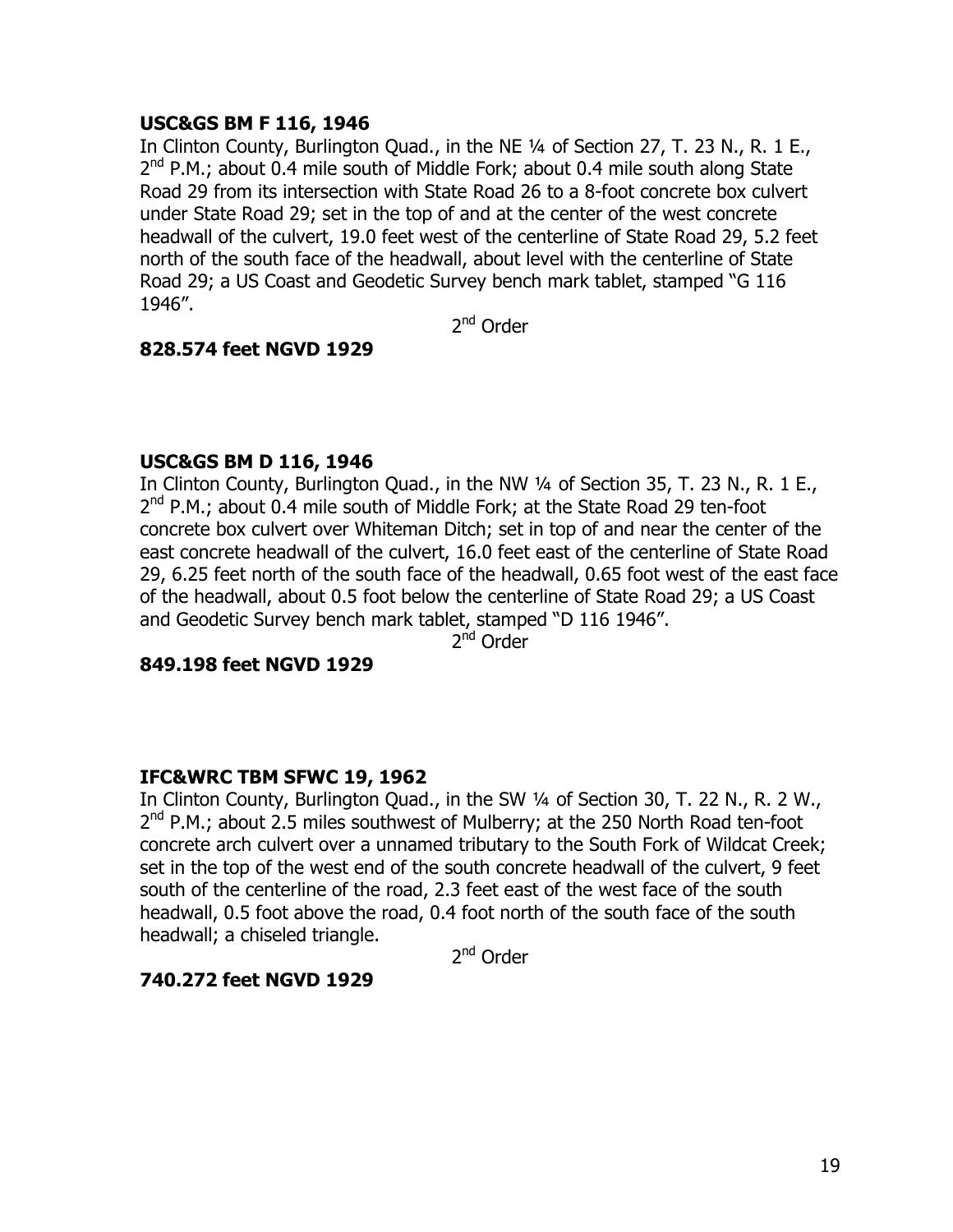**USC&GS BM F 116, 1946**

In Clinton County, Burlington Quad., in the NE ¼ of Section 27, T. 23 N., R. 1 E., 2nd P.M.; about 0.4 mile south of Middle Fork; about 0.4 mile south along State Road 29 from its intersection with State Road 26 to a 8-foot concrete box culvert under State Road 29; set in the top of and at the center of the west concrete headwall of the culvert, 19.0 feet west of the centerline of State Road 29, 5.2 feet north of the south face of the headwall, about level with the centerline of State Road 29; a US Coast and Geodetic Survey bench mark tablet, stamped "G 116 1946".

2nd Order

**828.574 feet NGVD 1929**

**USC&GS BM D 116, 1946**

In Clinton County, Burlington Quad., in the NW ¼ of Section 35, T. 23 N., R. 1 E., 2nd P.M.; about 0.4 mile south of Middle Fork; at the State Road 29 ten-foot concrete box culvert over Whiteman Ditch; set in top of and near the center of the east concrete headwall of the culvert, 16.0 feet east of the centerline of State Road 29, 6.25 feet north of the south face of the headwall, 0.65 foot west of the east face of the headwall, about 0.5 foot below the centerline of State Road 29; a US Coast and Geodetic Survey bench mark tablet, stamped "D 116 1946".

2nd Order

**849.198 feet NGVD 1929**

**IFC&WRC TBM SFWC 19, 1962**

In Clinton County, Burlington Quad., in the SW ¼ of Section 30, T. 22 N., R. 2 W., 2nd P.M.; about 2.5 miles southwest of Mulberry; at the 250 North Road ten-foot concrete arch culvert over a unnamed tributary to the South Fork of Wildcat Creek; set in the top of the west end of the south concrete headwall of the culvert, 9 feet south of the centerline of the road, 2.3 feet east of the west face of the south headwall, 0.5 foot above the road, 0.4 foot north of the south face of the south headwall; a chiseled triangle.

2nd Order

**740.272 feet NGVD 1929**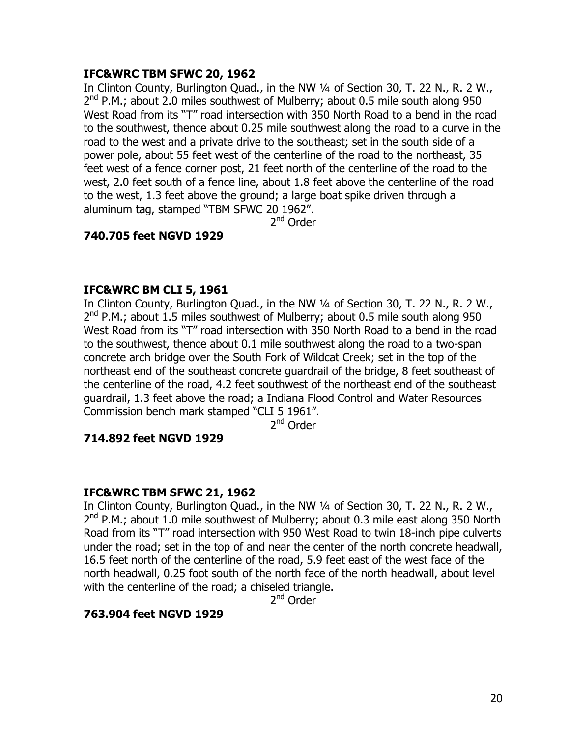**IFC&WRC TBM SFWC 20, 1962**

In Clinton County, Burlington Quad., in the NW ¼ of Section 30, T. 22 N., R. 2 W., 2nd P.M.; about 2.0 miles southwest of Mulberry; about 0.5 mile south along 950 West Road from its "T" road intersection with 350 North Road to a bend in the road to the southwest, thence about 0.25 mile southwest along the road to a curve in the road to the west and a private drive to the southeast; set in the south side of a power pole, about 55 feet west of the centerline of the road to the northeast, 35 feet west of a fence corner post, 21 feet north of the centerline of the road to the west, 2.0 feet south of a fence line, about 1.8 feet above the centerline of the road to the west, 1.3 feet above the ground; a large boat spike driven through a aluminum tag, stamped "TBM SFWC 20 1962".

2nd Order

**740.705 feet NGVD 1929**

**IFC&WRC BM CLI 5, 1961**

In Clinton County, Burlington Quad., in the NW ¼ of Section 30, T. 22 N., R. 2 W., 2nd P.M.; about 1.5 miles southwest of Mulberry; about 0.5 mile south along 950 West Road from its "T" road intersection with 350 North Road to a bend in the road to the southwest, thence about 0.1 mile southwest along the road to a two-span concrete arch bridge over the South Fork of Wildcat Creek; set in the top of the northeast end of the southeast concrete guardrail of the bridge, 8 feet southeast of the centerline of the road, 4.2 feet southwest of the northeast end of the southeast guardrail, 1.3 feet above the road; a Indiana Flood Control and Water Resources Commission bench mark stamped "CLI 5 1961".

2nd Order

**714.892 feet NGVD 1929**

**IFC&WRC TBM SFWC 21, 1962**

In Clinton County, Burlington Quad., in the NW ¼ of Section 30, T. 22 N., R. 2 W., 2nd P.M.; about 1.0 mile southwest of Mulberry; about 0.3 mile east along 350 North Road from its "T" road intersection with 950 West Road to twin 18-inch pipe culverts under the road; set in the top of and near the center of the north concrete headwall, 16.5 feet north of the centerline of the road, 5.9 feet east of the west face of the north headwall, 0.25 foot south of the north face of the north headwall, about level with the centerline of the road; a chiseled triangle.

2nd Order

**763.904 feet NGVD 1929**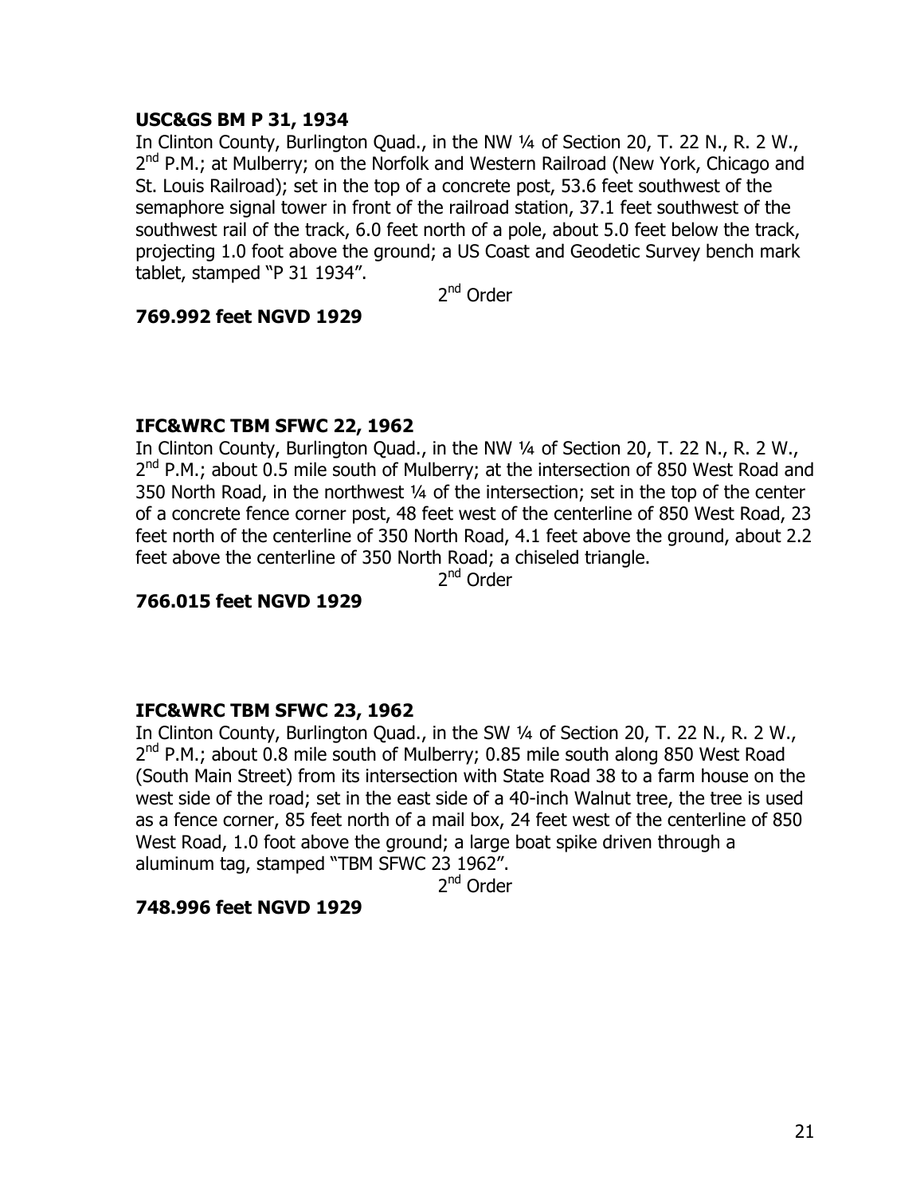**USC&GS BM P 31, 1934**

In Clinton County, Burlington Quad., in the NW ¼ of Section 20, T. 22 N., R. 2 W., 2nd P.M.; at Mulberry; on the Norfolk and Western Railroad (New York, Chicago and St. Louis Railroad); set in the top of a concrete post, 53.6 feet southwest of the semaphore signal tower in front of the railroad station, 37.1 feet southwest of the southwest rail of the track, 6.0 feet north of a pole, about 5.0 feet below the track, projecting 1.0 foot above the ground; a US Coast and Geodetic Survey bench mark tablet, stamped "P 31 1934".

2nd Order

**769.992 feet NGVD 1929**

**IFC&WRC TBM SFWC 22, 1962**

In Clinton County, Burlington Quad., in the NW ¼ of Section 20, T. 22 N., R. 2 W., 2nd P.M.; about 0.5 mile south of Mulberry; at the intersection of 850 West Road and 350 North Road, in the northwest ¼ of the intersection; set in the top of the center of a concrete fence corner post, 48 feet west of the centerline of 850 West Road, 23 feet north of the centerline of 350 North Road, 4.1 feet above the ground, about 2.2 feet above the centerline of 350 North Road; a chiseled triangle.

2nd Order

**766.015 feet NGVD 1929**

**IFC&WRC TBM SFWC 23, 1962**

In Clinton County, Burlington Quad., in the SW ¼ of Section 20, T. 22 N., R. 2 W., 2nd P.M.; about 0.8 mile south of Mulberry; 0.85 mile south along 850 West Road (South Main Street) from its intersection with State Road 38 to a farm house on the west side of the road; set in the east side of a 40-inch Walnut tree, the tree is used as a fence corner, 85 feet north of a mail box, 24 feet west of the centerline of 850 West Road, 1.0 foot above the ground; a large boat spike driven through a aluminum tag, stamped "TBM SFWC 23 1962".

2nd Order

**748.996 feet NGVD 1929**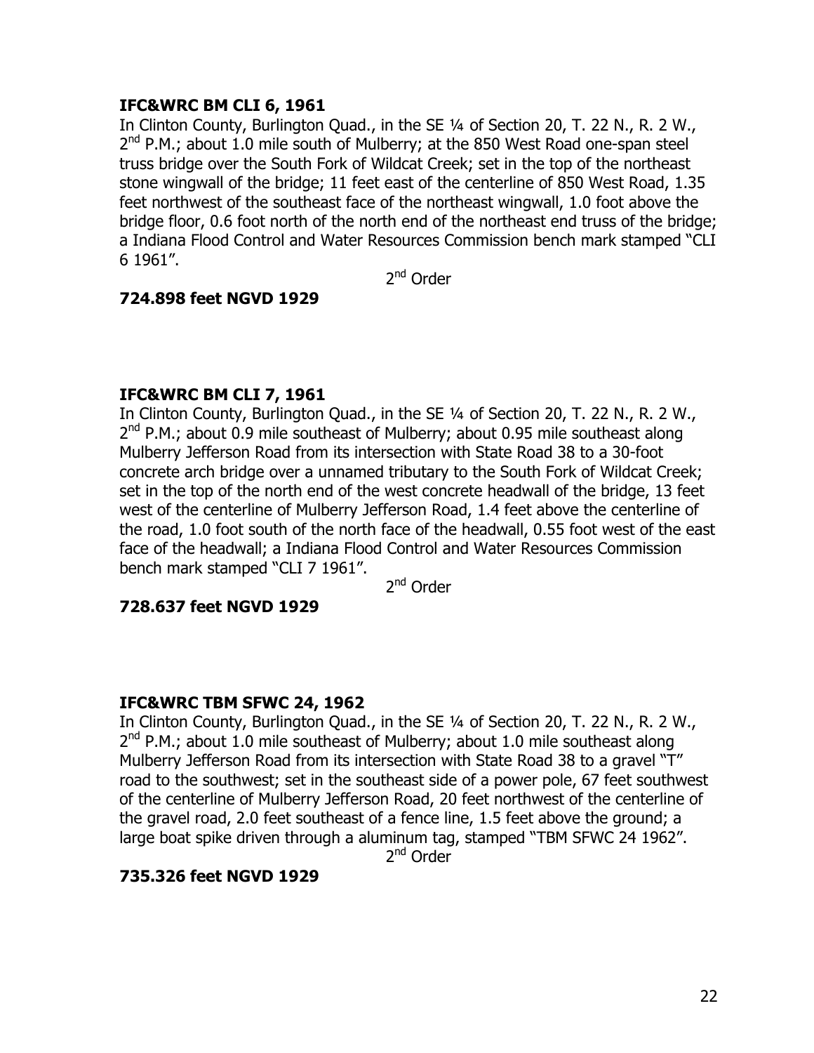**IFC&WRC BM CLI 6, 1961**

In Clinton County, Burlington Quad., in the SE ¼ of Section 20, T. 22 N., R. 2 W., 2nd P.M.; about 1.0 mile south of Mulberry; at the 850 West Road one-span steel truss bridge over the South Fork of Wildcat Creek; set in the top of the northeast stone wingwall of the bridge; 11 feet east of the centerline of 850 West Road, 1.35 feet northwest of the southeast face of the northeast wingwall, 1.0 foot above the bridge floor, 0.6 foot north of the north end of the northeast end truss of the bridge; a Indiana Flood Control and Water Resources Commission bench mark stamped "CLI 6 1961".

2nd Order

**724.898 feet NGVD 1929**

**IFC&WRC BM CLI 7, 1961**

In Clinton County, Burlington Quad., in the SE ¼ of Section 20, T. 22 N., R. 2 W., 2nd P.M.; about 0.9 mile southeast of Mulberry; about 0.95 mile southeast along Mulberry Jefferson Road from its intersection with State Road 38 to a 30-foot concrete arch bridge over a unnamed tributary to the South Fork of Wildcat Creek; set in the top of the north end of the west concrete headwall of the bridge, 13 feet west of the centerline of Mulberry Jefferson Road, 1.4 feet above the centerline of the road, 1.0 foot south of the north face of the headwall, 0.55 foot west of the east face of the headwall; a Indiana Flood Control and Water Resources Commission bench mark stamped "CLI 7 1961".

2nd Order

**728.637 feet NGVD 1929**

**IFC&WRC TBM SFWC 24, 1962**

In Clinton County, Burlington Quad., in the SE ¼ of Section 20, T. 22 N., R. 2 W., 2nd P.M.; about 1.0 mile southeast of Mulberry; about 1.0 mile southeast along Mulberry Jefferson Road from its intersection with State Road 38 to a gravel "T" road to the southwest; set in the southeast side of a power pole, 67 feet southwest of the centerline of Mulberry Jefferson Road, 20 feet northwest of the centerline of the gravel road, 2.0 feet southeast of a fence line, 1.5 feet above the ground; a large boat spike driven through a aluminum tag, stamped "TBM SFWC 24 1962".

2nd Order

**735.326 feet NGVD 1929**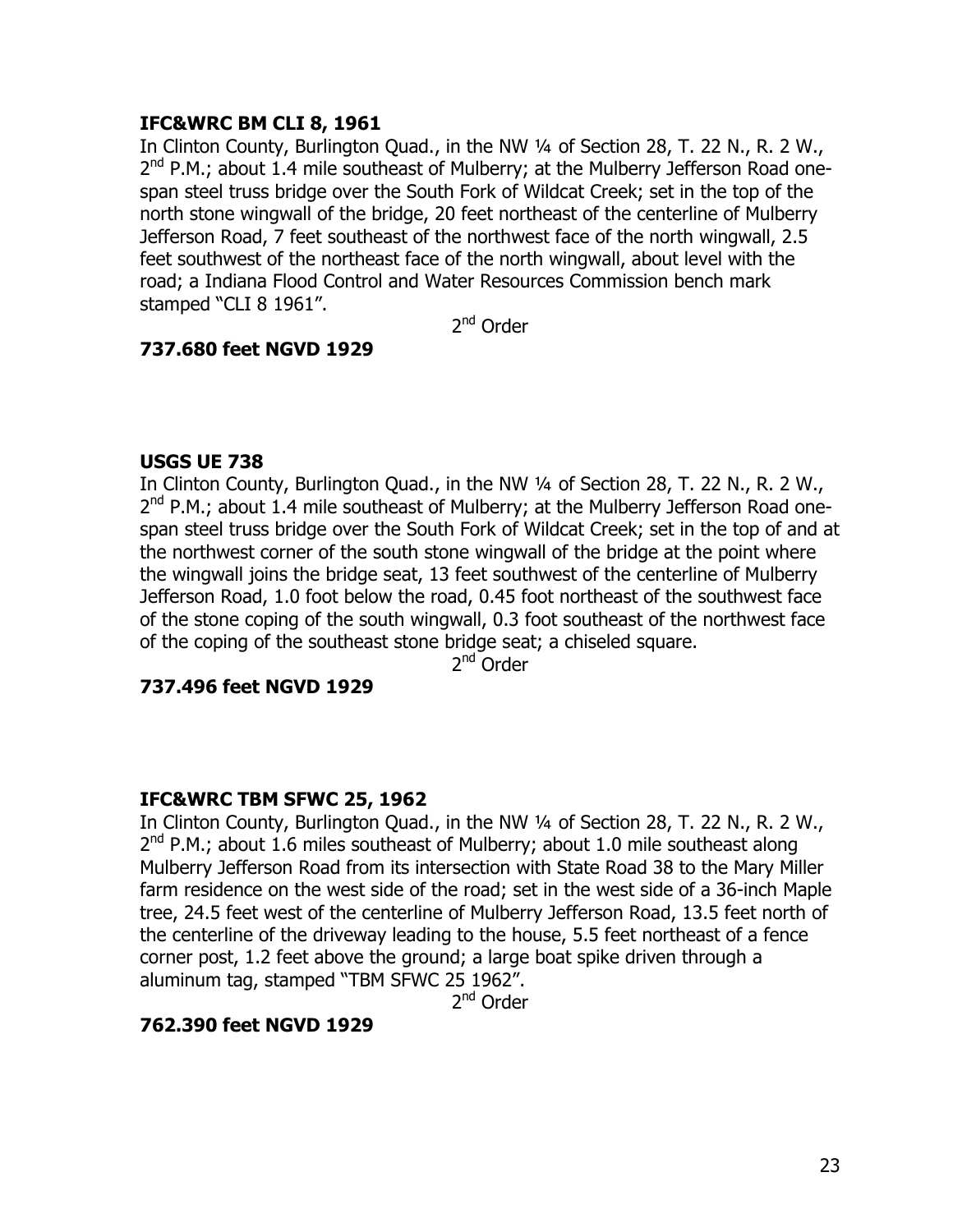**IFC&WRC BM CLI 8, 1961**

In Clinton County, Burlington Quad., in the NW ¼ of Section 28, T. 22 N., R. 2 W., 2nd P.M.; about 1.4 mile southeast of Mulberry; at the Mulberry Jefferson Road one-span steel truss bridge over the South Fork of Wildcat Creek; set in the top of the north stone wingwall of the bridge, 20 feet northeast of the centerline of Mulberry Jefferson Road, 7 feet southeast of the northwest face of the north wingwall, 2.5 feet southwest of the northeast face of the north wingwall, about level with the road; a Indiana Flood Control and Water Resources Commission bench mark stamped "CLI 8 1961".

2nd Order

**737.680 feet NGVD 1929**

**USGS UE 738**

In Clinton County, Burlington Quad., in the NW ¼ of Section 28, T. 22 N., R. 2 W., 2nd P.M.; about 1.4 mile southeast of Mulberry; at the Mulberry Jefferson Road one-span steel truss bridge over the South Fork of Wildcat Creek; set in the top of and at the northwest corner of the south stone wingwall of the bridge at the point where the wingwall joins the bridge seat, 13 feet southwest of the centerline of Mulberry Jefferson Road, 1.0 foot below the road, 0.45 foot northeast of the southwest face of the stone coping of the south wingwall, 0.3 foot southeast of the northwest face of the coping of the southeast stone bridge seat; a chiseled square.

2nd Order

**737.496 feet NGVD 1929**

**IFC&WRC TBM SFWC 25, 1962**

In Clinton County, Burlington Quad., in the NW ¼ of Section 28, T. 22 N., R. 2 W., 2nd P.M.; about 1.6 miles southeast of Mulberry; about 1.0 mile southeast along Mulberry Jefferson Road from its intersection with State Road 38 to the Mary Miller farm residence on the west side of the road; set in the west side of a 36-inch Maple tree, 24.5 feet west of the centerline of Mulberry Jefferson Road, 13.5 feet north of the centerline of the driveway leading to the house, 5.5 feet northeast of a fence corner post, 1.2 feet above the ground; a large boat spike driven through a aluminum tag, stamped "TBM SFWC 25 1962".

2nd Order

**762.390 feet NGVD 1929**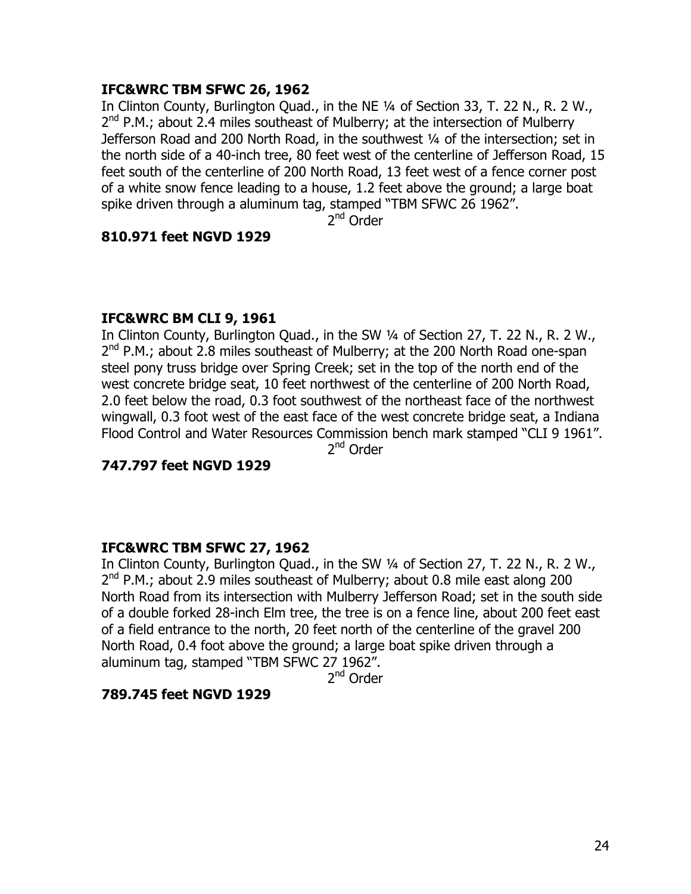**IFC&WRC TBM SFWC 26, 1962**

In Clinton County, Burlington Quad., in the NE ¼ of Section 33, T. 22 N., R. 2 W., 2nd P.M.; about 2.4 miles southeast of Mulberry; at the intersection of Mulberry Jefferson Road and 200 North Road, in the southwest ¼ of the intersection; set in the north side of a 40-inch tree, 80 feet west of the centerline of Jefferson Road, 15 feet south of the centerline of 200 North Road, 13 feet west of a fence corner post of a white snow fence leading to a house, 1.2 feet above the ground; a large boat spike driven through a aluminum tag, stamped "TBM SFWC 26 1962".

2nd Order

**810.971 feet NGVD 1929**

**IFC&WRC BM CLI 9, 1961**

In Clinton County, Burlington Quad., in the SW ¼ of Section 27, T. 22 N., R. 2 W., 2nd P.M.; about 2.8 miles southeast of Mulberry; at the 200 North Road one-span steel pony truss bridge over Spring Creek; set in the top of the north end of the west concrete bridge seat, 10 feet northwest of the centerline of 200 North Road, 2.0 feet below the road, 0.3 foot southwest of the northeast face of the northwest wingwall, 0.3 foot west of the east face of the west concrete bridge seat, a Indiana Flood Control and Water Resources Commission bench mark stamped "CLI 9 1961".

2nd Order

**747.797 feet NGVD 1929**

**IFC&WRC TBM SFWC 27, 1962**

In Clinton County, Burlington Quad., in the SW ¼ of Section 27, T. 22 N., R. 2 W., 2nd P.M.; about 2.9 miles southeast of Mulberry; about 0.8 mile east along 200 North Road from its intersection with Mulberry Jefferson Road; set in the south side of a double forked 28-inch Elm tree, the tree is on a fence line, about 200 feet east of a field entrance to the north, 20 feet north of the centerline of the gravel 200 North Road, 0.4 foot above the ground; a large boat spike driven through a aluminum tag, stamped "TBM SFWC 27 1962".

2nd Order

**789.745 feet NGVD 1929**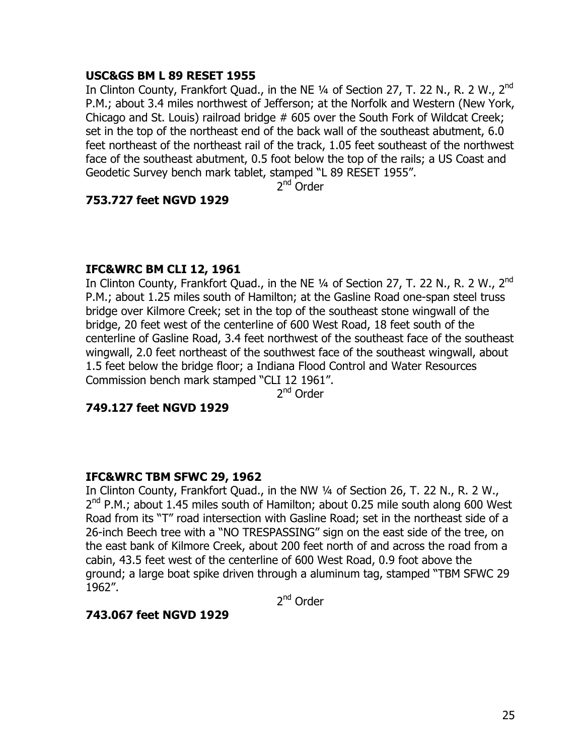**USC&GS BM L 89 RESET 1955**

In Clinton County, Frankfort Quad., in the NE ¼ of Section 27, T. 22 N., R. 2 W., 2nd P.M.; about 3.4 miles northwest of Jefferson; at the Norfolk and Western (New York, Chicago and St. Louis) railroad bridge # 605 over the South Fork of Wildcat Creek; set in the top of the northeast end of the back wall of the southeast abutment, 6.0 feet northeast of the northeast rail of the track, 1.05 feet southeast of the northwest face of the southeast abutment, 0.5 foot below the top of the rails; a US Coast and Geodetic Survey bench mark tablet, stamped "L 89 RESET 1955".

2nd Order

**753.727 feet NGVD 1929**

**IFC&WRC BM CLI 12, 1961**

In Clinton County, Frankfort Quad., in the NE ¼ of Section 27, T. 22 N., R. 2 W., 2nd P.M.; about 1.25 miles south of Hamilton; at the Gasline Road one-span steel truss bridge over Kilmore Creek; set in the top of the southeast stone wingwall of the bridge, 20 feet west of the centerline of 600 West Road, 18 feet south of the centerline of Gasline Road, 3.4 feet northwest of the southeast face of the southeast wingwall, 2.0 feet northeast of the southwest face of the southeast wingwall, about 1.5 feet below the bridge floor; a Indiana Flood Control and Water Resources Commission bench mark stamped "CLI 12 1961".

2nd Order

**749.127 feet NGVD 1929**

**IFC&WRC TBM SFWC 29, 1962**

In Clinton County, Frankfort Quad., in the NW ¼ of Section 26, T. 22 N., R. 2 W., 2nd P.M.; about 1.45 miles south of Hamilton; about 0.25 mile south along 600 West Road from its "T" road intersection with Gasline Road; set in the northeast side of a 26-inch Beech tree with a "NO TRESPASSING" sign on the east side of the tree, on the east bank of Kilmore Creek, about 200 feet north of and across the road from a cabin, 43.5 feet west of the centerline of 600 West Road, 0.9 foot above the ground; a large boat spike driven through a aluminum tag, stamped "TBM SFWC 29 1962".

2nd Order

**743.067 feet NGVD 1929**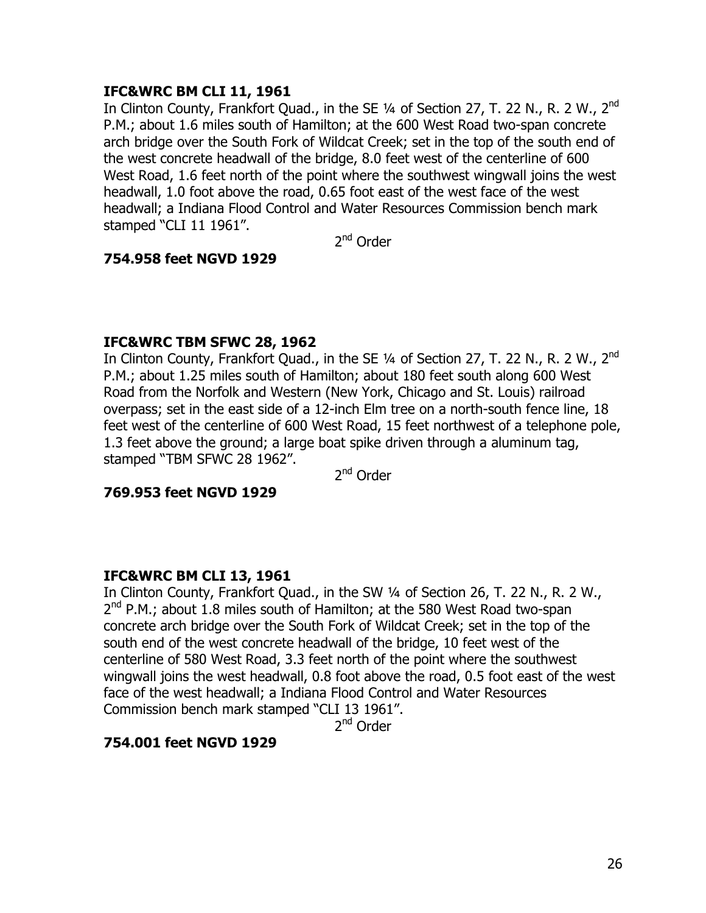**IFC&WRC BM CLI 11, 1961**

In Clinton County, Frankfort Quad., in the SE ¼ of Section 27, T. 22 N., R. 2 W., 2nd P.M.; about 1.6 miles south of Hamilton; at the 600 West Road two-span concrete arch bridge over the South Fork of Wildcat Creek; set in the top of the south end of the west concrete headwall of the bridge, 8.0 feet west of the centerline of 600 West Road, 1.6 feet north of the point where the southwest wingwall joins the west headwall, 1.0 foot above the road, 0.65 foot east of the west face of the west headwall; a Indiana Flood Control and Water Resources Commission bench mark stamped "CLI 11 1961".

2nd Order

**754.958 feet NGVD 1929**

**IFC&WRC TBM SFWC 28, 1962**

In Clinton County, Frankfort Quad., in the SE ¼ of Section 27, T. 22 N., R. 2 W., 2nd P.M.; about 1.25 miles south of Hamilton; about 180 feet south along 600 West Road from the Norfolk and Western (New York, Chicago and St. Louis) railroad overpass; set in the east side of a 12-inch Elm tree on a north-south fence line, 18 feet west of the centerline of 600 West Road, 15 feet northwest of a telephone pole, 1.3 feet above the ground; a large boat spike driven through a aluminum tag, stamped "TBM SFWC 28 1962".

2nd Order

**769.953 feet NGVD 1929**

**IFC&WRC BM CLI 13, 1961**

In Clinton County, Frankfort Quad., in the SW ¼ of Section 26, T. 22 N., R. 2 W., 2nd P.M.; about 1.8 miles south of Hamilton; at the 580 West Road two-span concrete arch bridge over the South Fork of Wildcat Creek; set in the top of the south end of the west concrete headwall of the bridge, 10 feet west of the centerline of 580 West Road, 3.3 feet north of the point where the southwest wingwall joins the west headwall, 0.8 foot above the road, 0.5 foot east of the west face of the west headwall; a Indiana Flood Control and Water Resources Commission bench mark stamped "CLI 13 1961".

2nd Order

**754.001 feet NGVD 1929**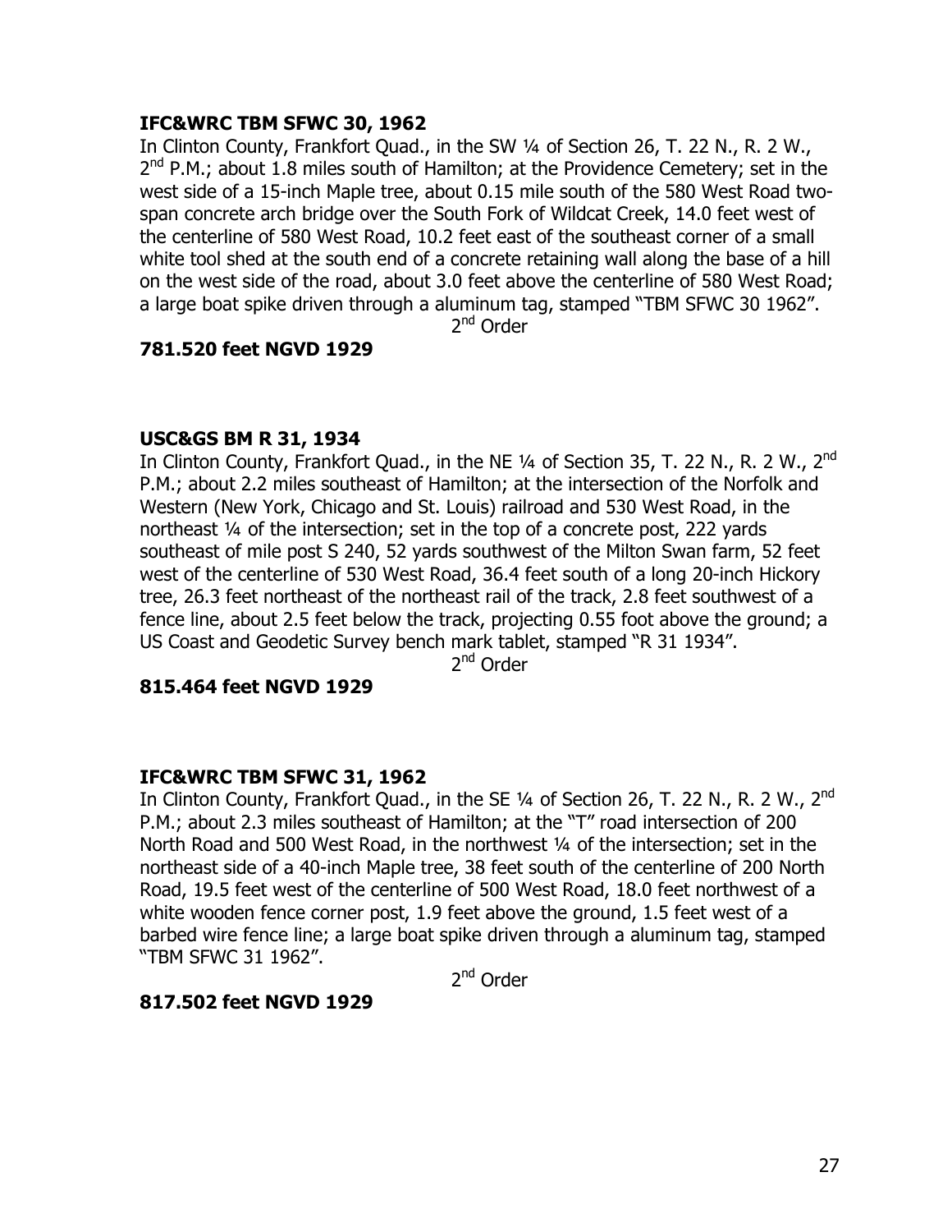**IFC&WRC TBM SFWC 30, 1962**

In Clinton County, Frankfort Quad., in the SW ¼ of Section 26, T. 22 N., R. 2 W., 2nd P.M.; about 1.8 miles south of Hamilton; at the Providence Cemetery; set in the west side of a 15-inch Maple tree, about 0.15 mile south of the 580 West Road two-span concrete arch bridge over the South Fork of Wildcat Creek, 14.0 feet west of the centerline of 580 West Road, 10.2 feet east of the southeast corner of a small white tool shed at the south end of a concrete retaining wall along the base of a hill on the west side of the road, about 3.0 feet above the centerline of 580 West Road; a large boat spike driven through a aluminum tag, stamped "TBM SFWC 30 1962".

2nd Order

**781.520 feet NGVD 1929**

**USC&GS BM R 31, 1934**

In Clinton County, Frankfort Quad., in the NE ¼ of Section 35, T. 22 N., R. 2 W., 2nd P.M.; about 2.2 miles southeast of Hamilton; at the intersection of the Norfolk and Western (New York, Chicago and St. Louis) railroad and 530 West Road, in the northeast ¼ of the intersection; set in the top of a concrete post, 222 yards southeast of mile post S 240, 52 yards southwest of the Milton Swan farm, 52 feet west of the centerline of 530 West Road, 36.4 feet south of a long 20-inch Hickory tree, 26.3 feet northeast of the northeast rail of the track, 2.8 feet southwest of a fence line, about 2.5 feet below the track, projecting 0.55 foot above the ground; a US Coast and Geodetic Survey bench mark tablet, stamped "R 31 1934".

2nd Order

**815.464 feet NGVD 1929**

**IFC&WRC TBM SFWC 31, 1962**

In Clinton County, Frankfort Quad., in the SE ¼ of Section 26, T. 22 N., R. 2 W., 2nd P.M.; about 2.3 miles southeast of Hamilton; at the "T" road intersection of 200 North Road and 500 West Road, in the northwest ¼ of the intersection; set in the northeast side of a 40-inch Maple tree, 38 feet south of the centerline of 200 North Road, 19.5 feet west of the centerline of 500 West Road, 18.0 feet northwest of a white wooden fence corner post, 1.9 feet above the ground, 1.5 feet west of a barbed wire fence line; a large boat spike driven through a aluminum tag, stamped "TBM SFWC 31 1962".

2nd Order

**817.502 feet NGVD 1929**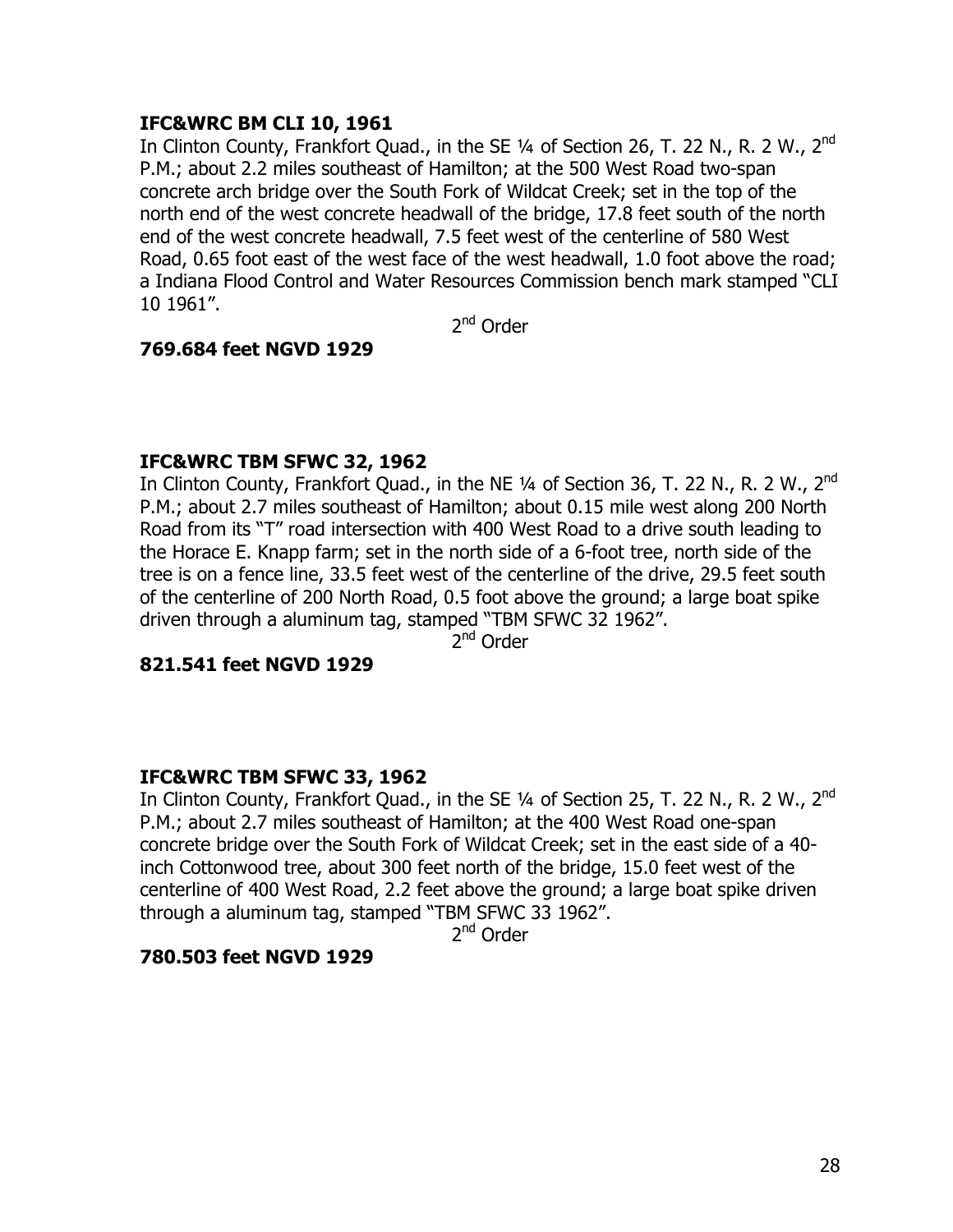**IFC&WRC BM CLI 10, 1961**

In Clinton County, Frankfort Quad., in the SE ¼ of Section 26, T. 22 N., R. 2 W., 2nd P.M.; about 2.2 miles southeast of Hamilton; at the 500 West Road two-span concrete arch bridge over the South Fork of Wildcat Creek; set in the top of the north end of the west concrete headwall of the bridge, 17.8 feet south of the north end of the west concrete headwall, 7.5 feet west of the centerline of 580 West Road, 0.65 foot east of the west face of the west headwall, 1.0 foot above the road; a Indiana Flood Control and Water Resources Commission bench mark stamped "CLI 10 1961".

2nd Order

**769.684 feet NGVD 1929**

**IFC&WRC TBM SFWC 32, 1962**

In Clinton County, Frankfort Quad., in the NE ¼ of Section 36, T. 22 N., R. 2 W., 2nd P.M.; about 2.7 miles southeast of Hamilton; about 0.15 mile west along 200 North Road from its "T" road intersection with 400 West Road to a drive south leading to the Horace E. Knapp farm; set in the north side of a 6-foot tree, north side of the tree is on a fence line, 33.5 feet west of the centerline of the drive, 29.5 feet south of the centerline of 200 North Road, 0.5 foot above the ground; a large boat spike driven through a aluminum tag, stamped "TBM SFWC 32 1962".

2nd Order

**821.541 feet NGVD 1929**

**IFC&WRC TBM SFWC 33, 1962**

In Clinton County, Frankfort Quad., in the SE ¼ of Section 25, T. 22 N., R. 2 W., 2nd P.M.; about 2.7 miles southeast of Hamilton; at the 400 West Road one-span concrete bridge over the South Fork of Wildcat Creek; set in the east side of a 40-inch Cottonwood tree, about 300 feet north of the bridge, 15.0 feet west of the centerline of 400 West Road, 2.2 feet above the ground; a large boat spike driven through a aluminum tag, stamped "TBM SFWC 33 1962".

2nd Order

**780.503 feet NGVD 1929**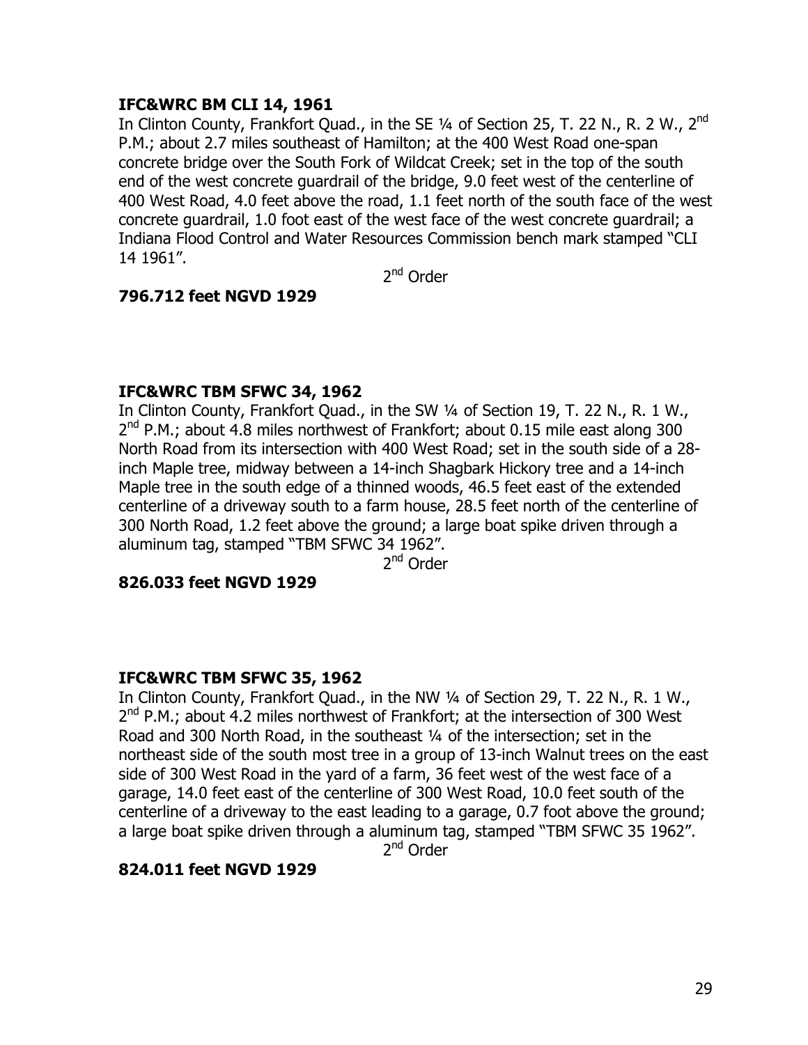**IFC&WRC BM CLI 14, 1961**

In Clinton County, Frankfort Quad., in the SE ¼ of Section 25, T. 22 N., R. 2 W., 2nd P.M.; about 2.7 miles southeast of Hamilton; at the 400 West Road one-span concrete bridge over the South Fork of Wildcat Creek; set in the top of the south end of the west concrete guardrail of the bridge, 9.0 feet west of the centerline of 400 West Road, 4.0 feet above the road, 1.1 feet north of the south face of the west concrete guardrail, 1.0 foot east of the west face of the west concrete guardrail; a Indiana Flood Control and Water Resources Commission bench mark stamped "CLI 14 1961".

2nd Order

**796.712 feet NGVD 1929**

**IFC&WRC TBM SFWC 34, 1962**

In Clinton County, Frankfort Quad., in the SW ¼ of Section 19, T. 22 N., R. 1 W., 2nd P.M.; about 4.8 miles northwest of Frankfort; about 0.15 mile east along 300 North Road from its intersection with 400 West Road; set in the south side of a 28-inch Maple tree, midway between a 14-inch Shagbark Hickory tree and a 14-inch Maple tree in the south edge of a thinned woods, 46.5 feet east of the extended centerline of a driveway south to a farm house, 28.5 feet north of the centerline of 300 North Road, 1.2 feet above the ground; a large boat spike driven through a aluminum tag, stamped "TBM SFWC 34 1962".

2nd Order

**826.033 feet NGVD 1929**

**IFC&WRC TBM SFWC 35, 1962**

In Clinton County, Frankfort Quad., in the NW ¼ of Section 29, T. 22 N., R. 1 W., 2nd P.M.; about 4.2 miles northwest of Frankfort; at the intersection of 300 West Road and 300 North Road, in the southeast ¼ of the intersection; set in the northeast side of the south most tree in a group of 13-inch Walnut trees on the east side of 300 West Road in the yard of a farm, 36 feet west of the west face of a garage, 14.0 feet east of the centerline of 300 West Road, 10.0 feet south of the centerline of a driveway to the east leading to a garage, 0.7 foot above the ground; a large boat spike driven through a aluminum tag, stamped "TBM SFWC 35 1962".

2nd Order

**824.011 feet NGVD 1929**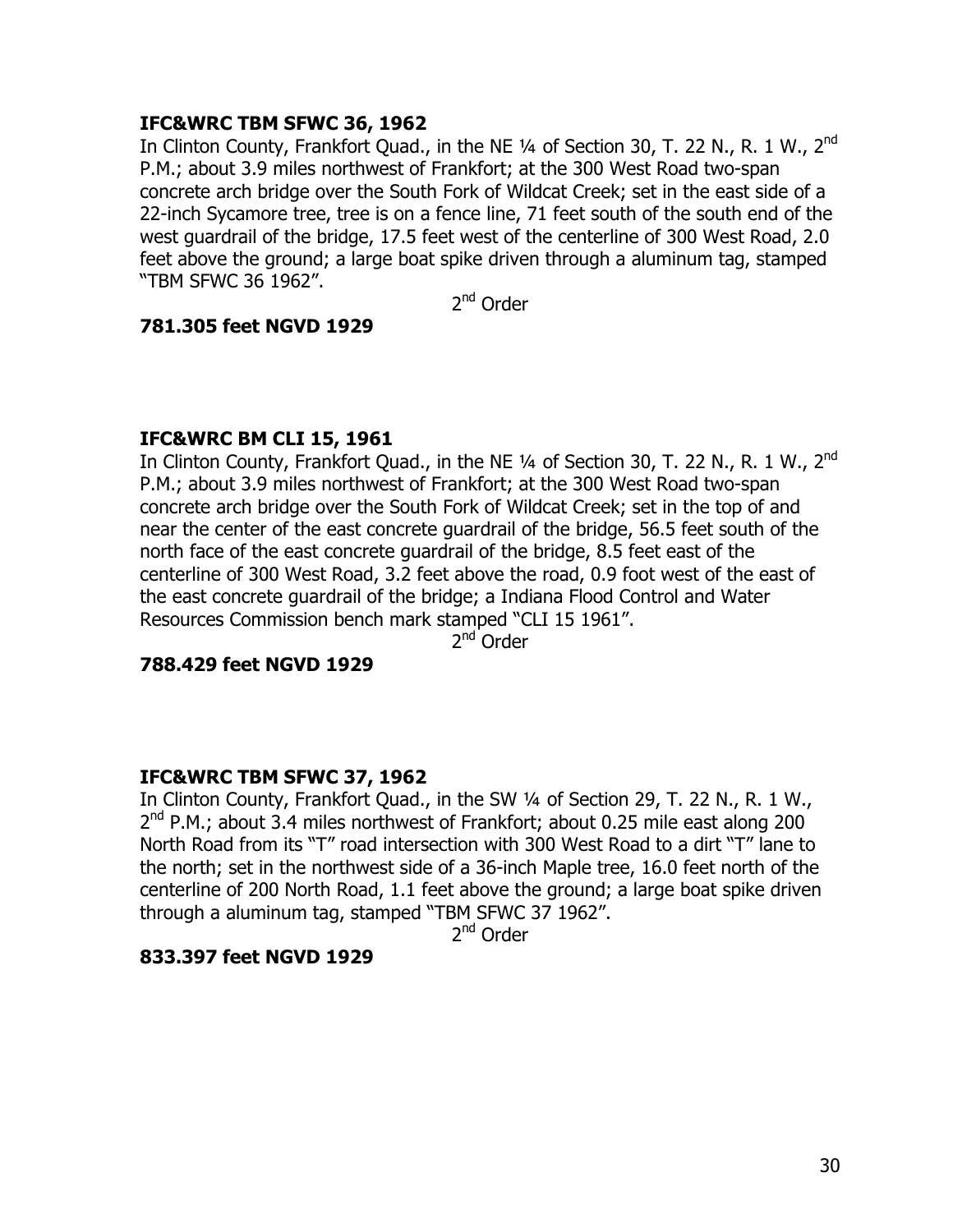**IFC&WRC TBM SFWC 36, 1962**

In Clinton County, Frankfort Quad., in the NE ¼ of Section 30, T. 22 N., R. 1 W., 2nd P.M.; about 3.9 miles northwest of Frankfort; at the 300 West Road two-span concrete arch bridge over the South Fork of Wildcat Creek; set in the east side of a 22-inch Sycamore tree, tree is on a fence line, 71 feet south of the south end of the west guardrail of the bridge, 17.5 feet west of the centerline of 300 West Road, 2.0 feet above the ground; a large boat spike driven through a aluminum tag, stamped "TBM SFWC 36 1962".

2nd Order

**781.305 feet NGVD 1929**

**IFC&WRC BM CLI 15, 1961**

In Clinton County, Frankfort Quad., in the NE ¼ of Section 30, T. 22 N., R. 1 W., 2nd P.M.; about 3.9 miles northwest of Frankfort; at the 300 West Road two-span concrete arch bridge over the South Fork of Wildcat Creek; set in the top of and near the center of the east concrete guardrail of the bridge, 56.5 feet south of the north face of the east concrete guardrail of the bridge, 8.5 feet east of the centerline of 300 West Road, 3.2 feet above the road, 0.9 foot west of the east of the east concrete guardrail of the bridge; a Indiana Flood Control and Water Resources Commission bench mark stamped "CLI 15 1961".

2nd Order

**788.429 feet NGVD 1929**

**IFC&WRC TBM SFWC 37, 1962**

In Clinton County, Frankfort Quad., in the SW ¼ of Section 29, T. 22 N., R. 1 W., 2nd P.M.; about 3.4 miles northwest of Frankfort; about 0.25 mile east along 200 North Road from its "T" road intersection with 300 West Road to a dirt "T" lane to the north; set in the northwest side of a 36-inch Maple tree, 16.0 feet north of the centerline of 200 North Road, 1.1 feet above the ground; a large boat spike driven through a aluminum tag, stamped "TBM SFWC 37 1962".

2nd Order

**833.397 feet NGVD 1929**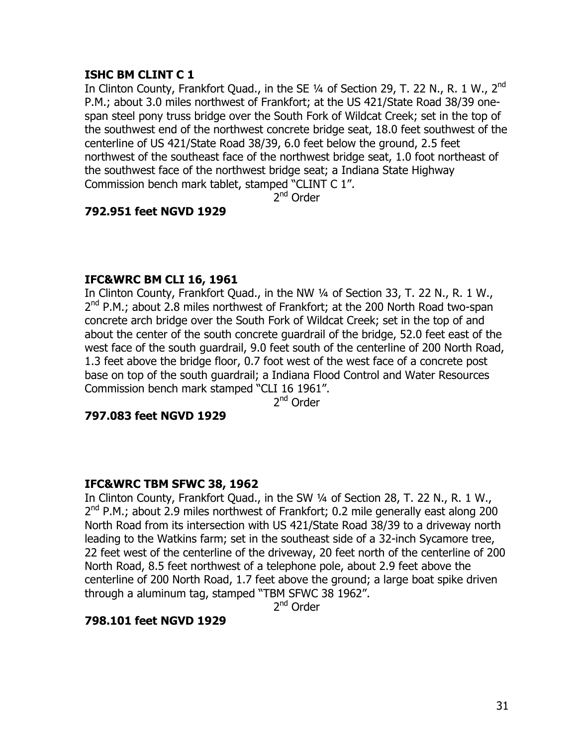**ISHC BM CLINT C 1**

In Clinton County, Frankfort Quad., in the SE ¼ of Section 29, T. 22 N., R. 1 W., 2nd P.M.; about 3.0 miles northwest of Frankfort; at the US 421/State Road 38/39 one-span steel pony truss bridge over the South Fork of Wildcat Creek; set in the top of the southwest end of the northwest concrete bridge seat, 18.0 feet southwest of the centerline of US 421/State Road 38/39, 6.0 feet below the ground, 2.5 feet northwest of the southeast face of the northwest bridge seat, 1.0 foot northeast of the southwest face of the northwest bridge seat; a Indiana State Highway Commission bench mark tablet, stamped "CLINT C 1".

2nd Order

**792.951 feet NGVD 1929**

**IFC&WRC BM CLI 16, 1961**

In Clinton County, Frankfort Quad., in the NW ¼ of Section 33, T. 22 N., R. 1 W., 2nd P.M.; about 2.8 miles northwest of Frankfort; at the 200 North Road two-span concrete arch bridge over the South Fork of Wildcat Creek; set in the top of and about the center of the south concrete guardrail of the bridge, 52.0 feet east of the west face of the south guardrail, 9.0 feet south of the centerline of 200 North Road, 1.3 feet above the bridge floor, 0.7 foot west of the west face of a concrete post base on top of the south guardrail; a Indiana Flood Control and Water Resources Commission bench mark stamped "CLI 16 1961".

2nd Order

**797.083 feet NGVD 1929**

**IFC&WRC TBM SFWC 38, 1962**

In Clinton County, Frankfort Quad., in the SW ¼ of Section 28, T. 22 N., R. 1 W., 2nd P.M.; about 2.9 miles northwest of Frankfort; 0.2 mile generally east along 200 North Road from its intersection with US 421/State Road 38/39 to a driveway north leading to the Watkins farm; set in the southeast side of a 32-inch Sycamore tree, 22 feet west of the centerline of the driveway, 20 feet north of the centerline of 200 North Road, 8.5 feet northwest of a telephone pole, about 2.9 feet above the centerline of 200 North Road, 1.7 feet above the ground; a large boat spike driven through a aluminum tag, stamped "TBM SFWC 38 1962".

2nd Order

**798.101 feet NGVD 1929**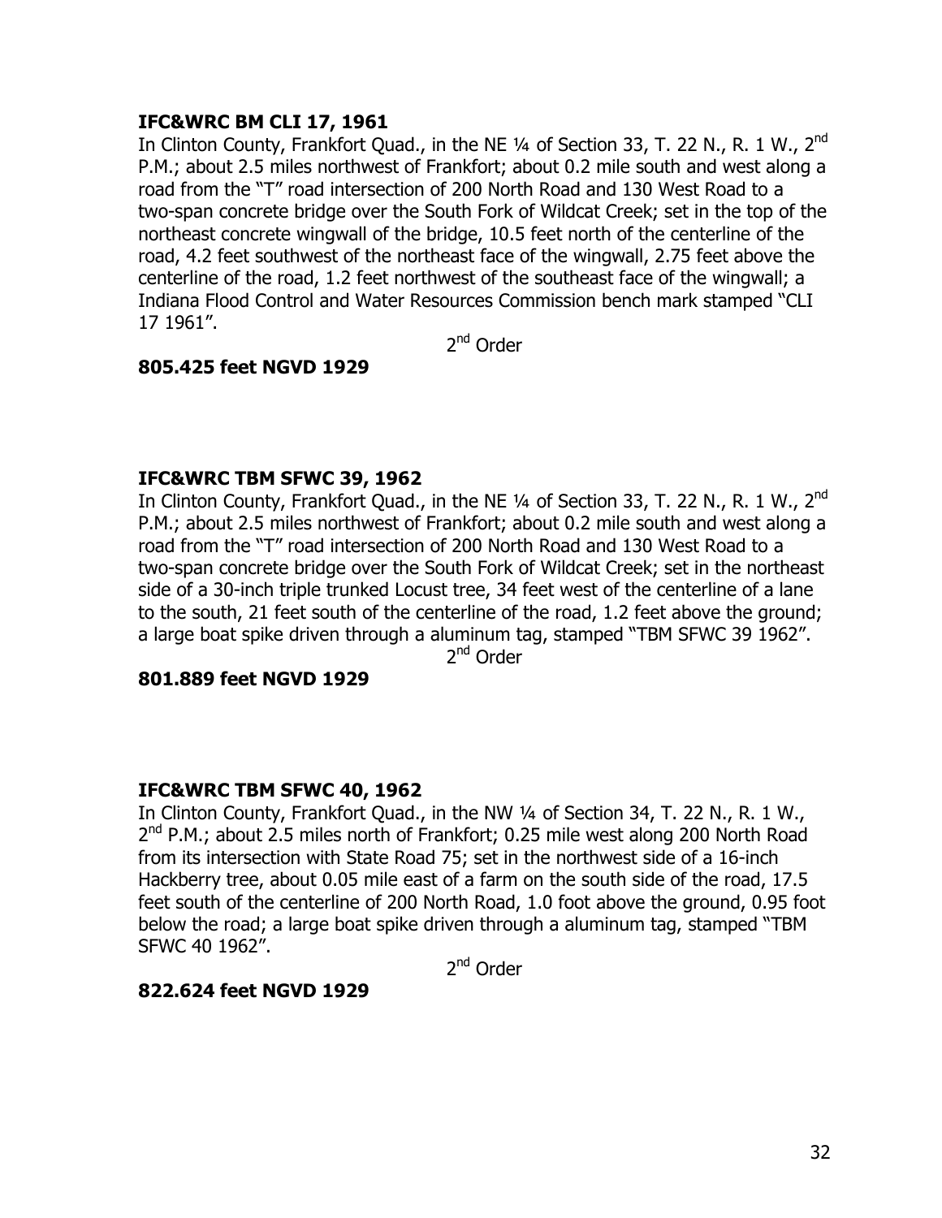**IFC&WRC BM CLI 17, 1961**

In Clinton County, Frankfort Quad., in the NE ¼ of Section 33, T. 22 N., R. 1 W., 2nd P.M.; about 2.5 miles northwest of Frankfort; about 0.2 mile south and west along a road from the "T" road intersection of 200 North Road and 130 West Road to a two-span concrete bridge over the South Fork of Wildcat Creek; set in the top of the northeast concrete wingwall of the bridge, 10.5 feet north of the centerline of the road, 4.2 feet southwest of the northeast face of the wingwall, 2.75 feet above the centerline of the road, 1.2 feet northwest of the southeast face of the wingwall; a Indiana Flood Control and Water Resources Commission bench mark stamped "CLI 17 1961".

2nd Order

**805.425 feet NGVD 1929**

**IFC&WRC TBM SFWC 39, 1962**

In Clinton County, Frankfort Quad., in the NE ¼ of Section 33, T. 22 N., R. 1 W., 2nd P.M.; about 2.5 miles northwest of Frankfort; about 0.2 mile south and west along a road from the "T" road intersection of 200 North Road and 130 West Road to a two-span concrete bridge over the South Fork of Wildcat Creek; set in the northeast side of a 30-inch triple trunked Locust tree, 34 feet west of the centerline of a lane to the south, 21 feet south of the centerline of the road, 1.2 feet above the ground; a large boat spike driven through a aluminum tag, stamped "TBM SFWC 39 1962".

2nd Order

**801.889 feet NGVD 1929**

**IFC&WRC TBM SFWC 40, 1962**

In Clinton County, Frankfort Quad., in the NW ¼ of Section 34, T. 22 N., R. 1 W., 2nd P.M.; about 2.5 miles north of Frankfort; 0.25 mile west along 200 North Road from its intersection with State Road 75; set in the northwest side of a 16-inch Hackberry tree, about 0.05 mile east of a farm on the south side of the road, 17.5 feet south of the centerline of 200 North Road, 1.0 foot above the ground, 0.95 foot below the road; a large boat spike driven through a aluminum tag, stamped "TBM SFWC 40 1962".

2nd Order

**822.624 feet NGVD 1929**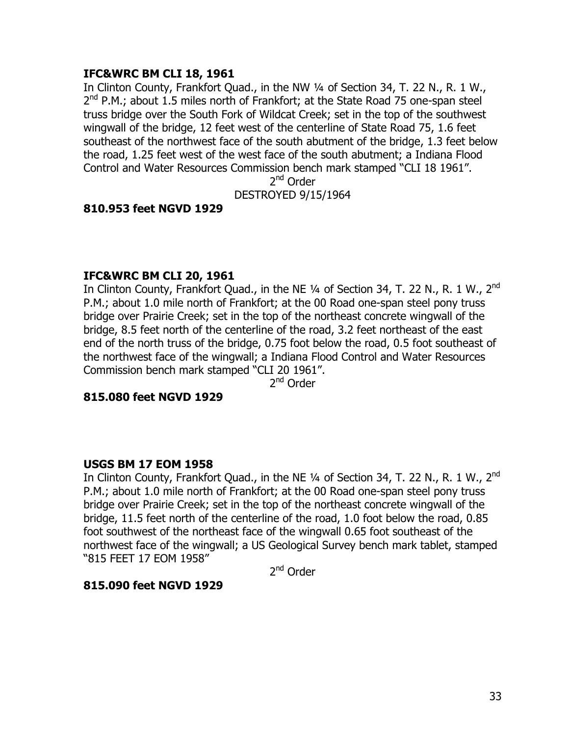**IFC&WRC BM CLI 18, 1961**

In Clinton County, Frankfort Quad., in the NW ¼ of Section 34, T. 22 N., R. 1 W., 2nd P.M.; about 1.5 miles north of Frankfort; at the State Road 75 one-span steel truss bridge over the South Fork of Wildcat Creek; set in the top of the southwest wingwall of the bridge, 12 feet west of the centerline of State Road 75, 1.6 feet southeast of the northwest face of the south abutment of the bridge, 1.3 feet below the road, 1.25 feet west of the west face of the south abutment; a Indiana Flood Control and Water Resources Commission bench mark stamped "CLI 18 1961".

2nd Order

DESTROYED 9/15/1964

**810.953 feet NGVD 1929**

**IFC&WRC BM CLI 20, 1961**

In Clinton County, Frankfort Quad., in the NE ¼ of Section 34, T. 22 N., R. 1 W., 2nd P.M.; about 1.0 mile north of Frankfort; at the 00 Road one-span steel pony truss bridge over Prairie Creek; set in the top of the northeast concrete wingwall of the bridge, 8.5 feet north of the centerline of the road, 3.2 feet northeast of the east end of the north truss of the bridge, 0.75 foot below the road, 0.5 foot southeast of the northwest face of the wingwall; a Indiana Flood Control and Water Resources Commission bench mark stamped "CLI 20 1961".

2nd Order

**815.080 feet NGVD 1929**

**USGS BM 17 EOM 1958**

In Clinton County, Frankfort Quad., in the NE ¼ of Section 34, T. 22 N., R. 1 W., 2nd P.M.; about 1.0 mile north of Frankfort; at the 00 Road one-span steel pony truss bridge over Prairie Creek; set in the top of the northeast concrete wingwall of the bridge, 11.5 feet north of the centerline of the road, 1.0 foot below the road, 0.85 foot southwest of the northeast face of the wingwall 0.65 foot southeast of the northwest face of the wingwall; a US Geological Survey bench mark tablet, stamped "815 FEET 17 EOM 1958"

2nd Order

**815.090 feet NGVD 1929**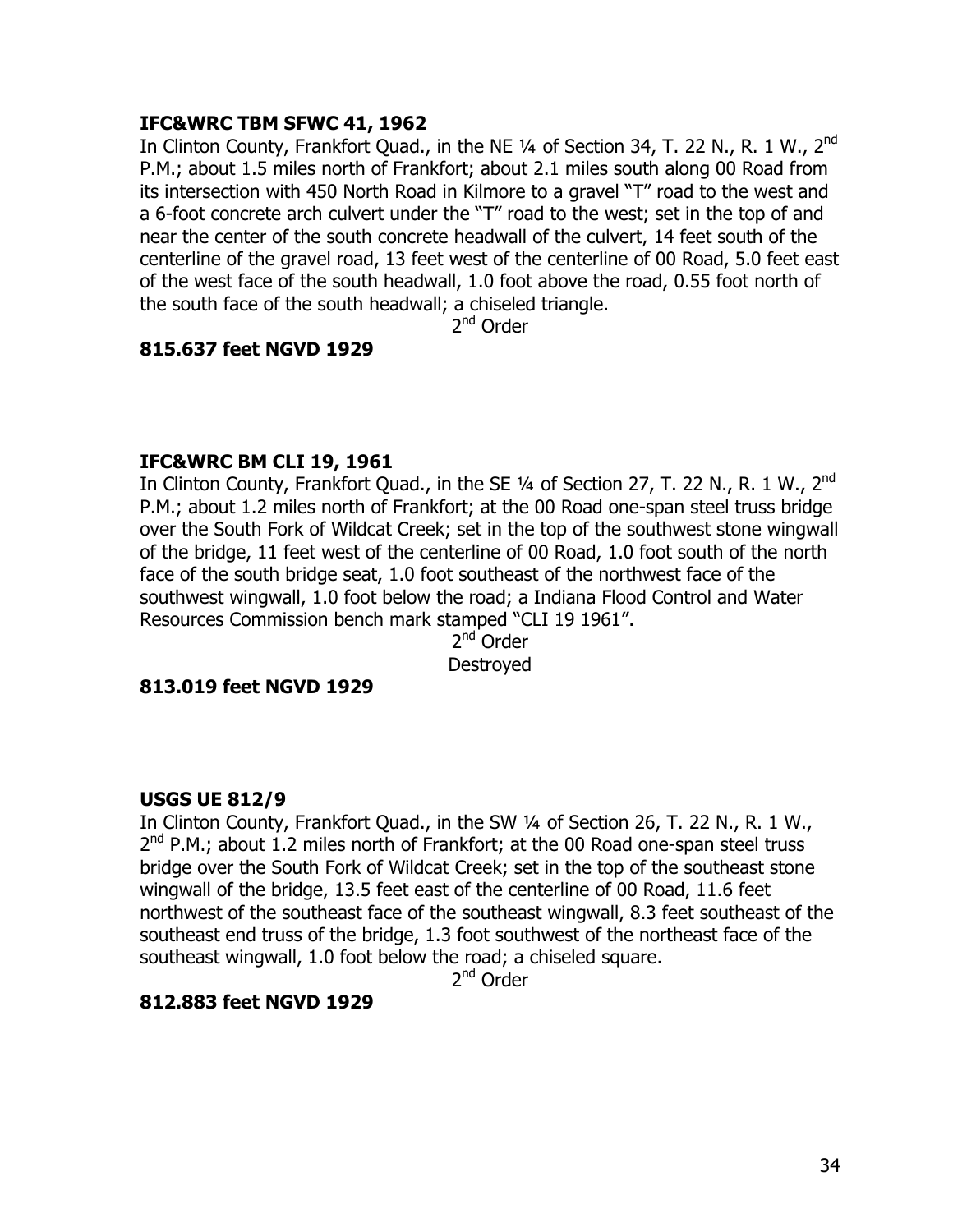**IFC&WRC TBM SFWC 41, 1962**

In Clinton County, Frankfort Quad., in the NE ¼ of Section 34, T. 22 N., R. 1 W., 2nd P.M.; about 1.5 miles north of Frankfort; about 2.1 miles south along 00 Road from its intersection with 450 North Road in Kilmore to a gravel "T" road to the west and a 6-foot concrete arch culvert under the "T" road to the west; set in the top of and near the center of the south concrete headwall of the culvert, 14 feet south of the centerline of the gravel road, 13 feet west of the centerline of 00 Road, 5.0 feet east of the west face of the south headwall, 1.0 foot above the road, 0.55 foot north of the south face of the south headwall; a chiseled triangle.

2nd Order

**815.637 feet NGVD 1929**

**IFC&WRC BM CLI 19, 1961**

In Clinton County, Frankfort Quad., in the SE ¼ of Section 27, T. 22 N., R. 1 W., 2nd P.M.; about 1.2 miles north of Frankfort; at the 00 Road one-span steel truss bridge over the South Fork of Wildcat Creek; set in the top of the southwest stone wingwall of the bridge, 11 feet west of the centerline of 00 Road, 1.0 foot south of the north face of the south bridge seat, 1.0 foot southeast of the northwest face of the southwest wingwall, 1.0 foot below the road; a Indiana Flood Control and Water Resources Commission bench mark stamped "CLI 19 1961".

2nd Order
Destroyed

**813.019 feet NGVD 1929**

**USGS UE 812/9**

In Clinton County, Frankfort Quad., in the SW ¼ of Section 26, T. 22 N., R. 1 W., 2nd P.M.; about 1.2 miles north of Frankfort; at the 00 Road one-span steel truss bridge over the South Fork of Wildcat Creek; set in the top of the southeast stone wingwall of the bridge, 13.5 feet east of the centerline of 00 Road, 11.6 feet northwest of the southeast face of the southeast wingwall, 8.3 feet southeast of the southeast end truss of the bridge, 1.3 foot southwest of the northeast face of the southeast wingwall, 1.0 foot below the road; a chiseled square.

2nd Order

**812.883 feet NGVD 1929**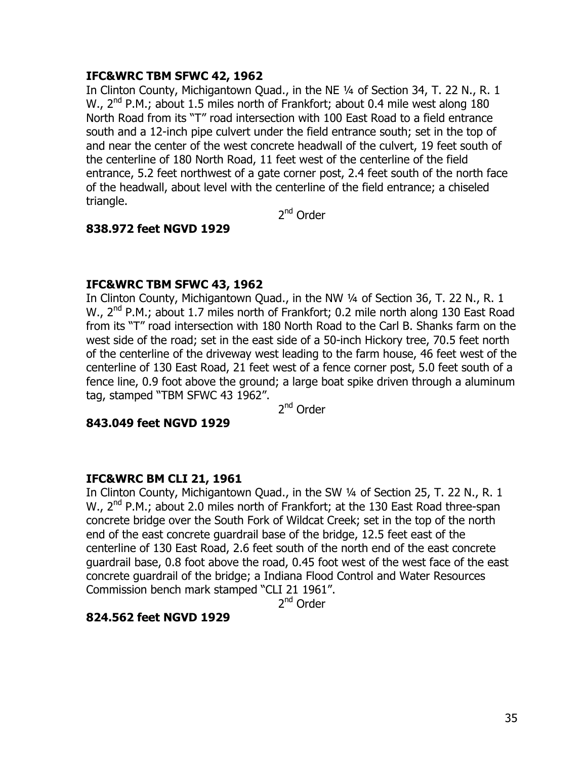**IFC&WRC TBM SFWC 42, 1962**

In Clinton County, Michigantown Quad., in the NE ¼ of Section 34, T. 22 N., R. 1 W., 2nd P.M.; about 1.5 miles north of Frankfort; about 0.4 mile west along 180 North Road from its "T" road intersection with 100 East Road to a field entrance south and a 12-inch pipe culvert under the field entrance south; set in the top of and near the center of the west concrete headwall of the culvert, 19 feet south of the centerline of 180 North Road, 11 feet west of the centerline of the field entrance, 5.2 feet northwest of a gate corner post, 2.4 feet south of the north face of the headwall, about level with the centerline of the field entrance; a chiseled triangle.

2nd Order

**838.972 feet NGVD 1929**

**IFC&WRC TBM SFWC 43, 1962**

In Clinton County, Michigantown Quad., in the NW ¼ of Section 36, T. 22 N., R. 1 W., 2nd P.M.; about 1.7 miles north of Frankfort; 0.2 mile north along 130 East Road from its "T" road intersection with 180 North Road to the Carl B. Shanks farm on the west side of the road; set in the east side of a 50-inch Hickory tree, 70.5 feet north of the centerline of the driveway west leading to the farm house, 46 feet west of the centerline of 130 East Road, 21 feet west of a fence corner post, 5.0 feet south of a fence line, 0.9 foot above the ground; a large boat spike driven through a aluminum tag, stamped "TBM SFWC 43 1962".

2nd Order

**843.049 feet NGVD 1929**

**IFC&WRC BM CLI 21, 1961**

In Clinton County, Michigantown Quad., in the SW ¼ of Section 25, T. 22 N., R. 1 W., 2nd P.M.; about 2.0 miles north of Frankfort; at the 130 East Road three-span concrete bridge over the South Fork of Wildcat Creek; set in the top of the north end of the east concrete guardrail base of the bridge, 12.5 feet east of the centerline of 130 East Road, 2.6 feet south of the north end of the east concrete guardrail base, 0.8 foot above the road, 0.45 foot west of the west face of the east concrete guardrail of the bridge; a Indiana Flood Control and Water Resources Commission bench mark stamped "CLI 21 1961".

2nd Order

**824.562 feet NGVD 1929**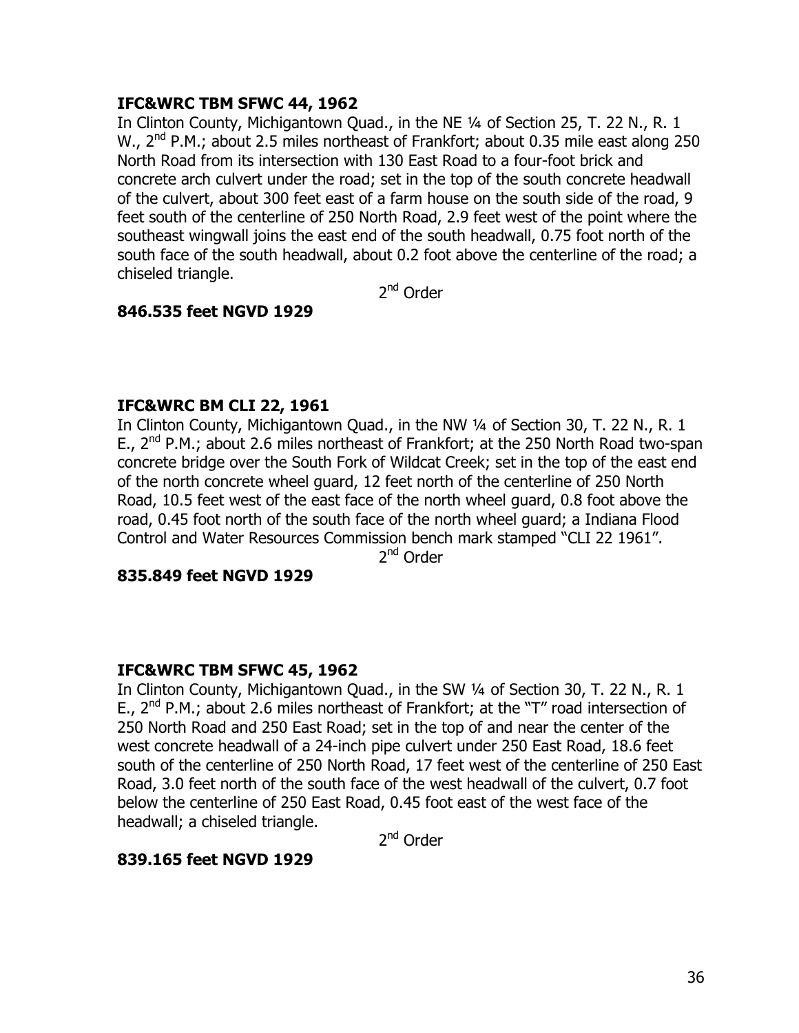**IFC&WRC TBM SFWC 44, 1962**

In Clinton County, Michigantown Quad., in the NE ¼ of Section 25, T. 22 N., R. 1 W., 2nd P.M.; about 2.5 miles northeast of Frankfort; about 0.35 mile east along 250 North Road from its intersection with 130 East Road to a four-foot brick and concrete arch culvert under the road; set in the top of the south concrete headwall of the culvert, about 300 feet east of a farm house on the south side of the road, 9 feet south of the centerline of 250 North Road, 2.9 feet west of the point where the southeast wingwall joins the east end of the south headwall, 0.75 foot north of the south face of the south headwall, about 0.2 foot above the centerline of the road; a chiseled triangle.

2nd Order

**846.535 feet NGVD 1929**

**IFC&WRC BM CLI 22, 1961**

In Clinton County, Michigantown Quad., in the NW ¼ of Section 30, T. 22 N., R. 1 E., 2nd P.M.; about 2.6 miles northeast of Frankfort; at the 250 North Road two-span concrete bridge over the South Fork of Wildcat Creek; set in the top of the east end of the north concrete wheel guard, 12 feet north of the centerline of 250 North Road, 10.5 feet west of the east face of the north wheel guard, 0.8 foot above the road, 0.45 foot north of the south face of the north wheel guard; a Indiana Flood Control and Water Resources Commission bench mark stamped "CLI 22 1961".

2nd Order

**835.849 feet NGVD 1929**

**IFC&WRC TBM SFWC 45, 1962**

In Clinton County, Michigantown Quad., in the SW ¼ of Section 30, T. 22 N., R. 1 E., 2nd P.M.; about 2.6 miles northeast of Frankfort; at the "T" road intersection of 250 North Road and 250 East Road; set in the top of and near the center of the west concrete headwall of a 24-inch pipe culvert under 250 East Road, 18.6 feet south of the centerline of 250 North Road, 17 feet west of the centerline of 250 East Road, 3.0 feet north of the south face of the west headwall of the culvert, 0.7 foot below the centerline of 250 East Road, 0.45 foot east of the west face of the headwall; a chiseled triangle.

2nd Order

**839.165 feet NGVD 1929**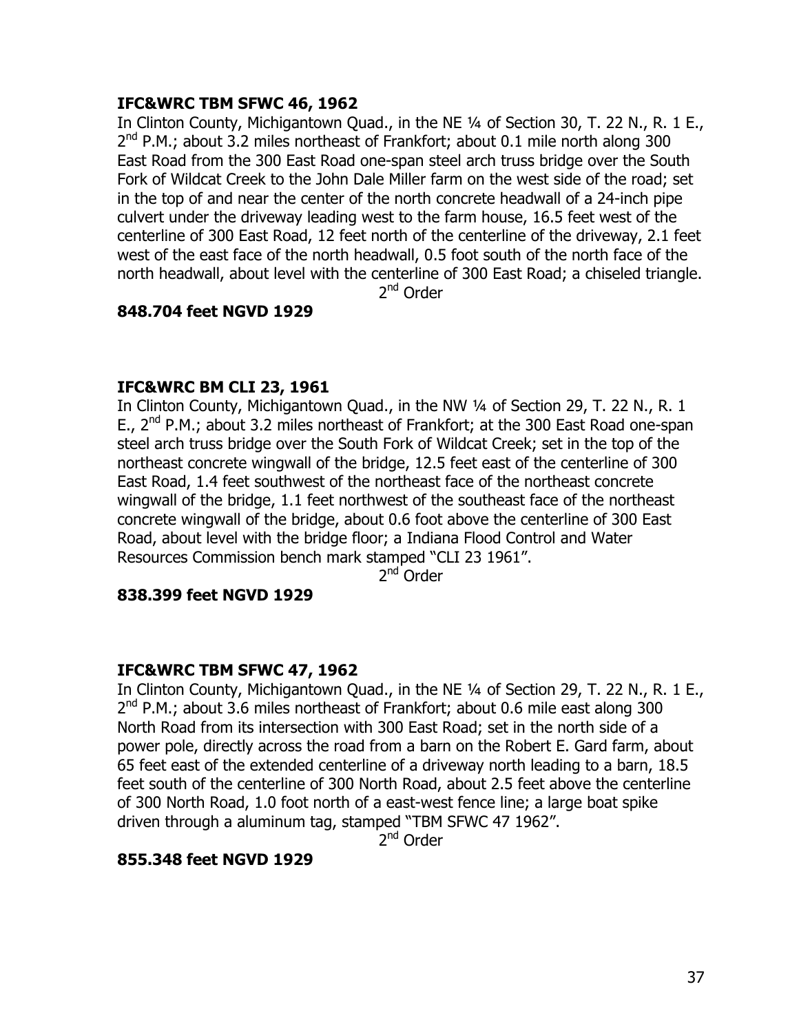**IFC&WRC TBM SFWC 46, 1962**

In Clinton County, Michigantown Quad., in the NE ¼ of Section 30, T. 22 N., R. 1 E., 2nd P.M.; about 3.2 miles northeast of Frankfort; about 0.1 mile north along 300 East Road from the 300 East Road one-span steel arch truss bridge over the South Fork of Wildcat Creek to the John Dale Miller farm on the west side of the road; set in the top of and near the center of the north concrete headwall of a 24-inch pipe culvert under the driveway leading west to the farm house, 16.5 feet west of the centerline of 300 East Road, 12 feet north of the centerline of the driveway, 2.1 feet west of the east face of the north headwall, 0.5 foot south of the north face of the north headwall, about level with the centerline of 300 East Road; a chiseled triangle.

2nd Order

**848.704 feet NGVD 1929**

**IFC&WRC BM CLI 23, 1961**

In Clinton County, Michigantown Quad., in the NW ¼ of Section 29, T. 22 N., R. 1 E., 2nd P.M.; about 3.2 miles northeast of Frankfort; at the 300 East Road one-span steel arch truss bridge over the South Fork of Wildcat Creek; set in the top of the northeast concrete wingwall of the bridge, 12.5 feet east of the centerline of 300 East Road, 1.4 feet southwest of the northeast face of the northeast concrete wingwall of the bridge, 1.1 feet northwest of the southeast face of the northeast concrete wingwall of the bridge, about 0.6 foot above the centerline of 300 East Road, about level with the bridge floor; a Indiana Flood Control and Water Resources Commission bench mark stamped "CLI 23 1961".

2nd Order

**838.399 feet NGVD 1929**

**IFC&WRC TBM SFWC 47, 1962**

In Clinton County, Michigantown Quad., in the NE ¼ of Section 29, T. 22 N., R. 1 E., 2nd P.M.; about 3.6 miles northeast of Frankfort; about 0.6 mile east along 300 North Road from its intersection with 300 East Road; set in the north side of a power pole, directly across the road from a barn on the Robert E. Gard farm, about 65 feet east of the extended centerline of a driveway north leading to a barn, 18.5 feet south of the centerline of 300 North Road, about 2.5 feet above the centerline of 300 North Road, 1.0 foot north of a east-west fence line; a large boat spike driven through a aluminum tag, stamped "TBM SFWC 47 1962".

2nd Order

**855.348 feet NGVD 1929**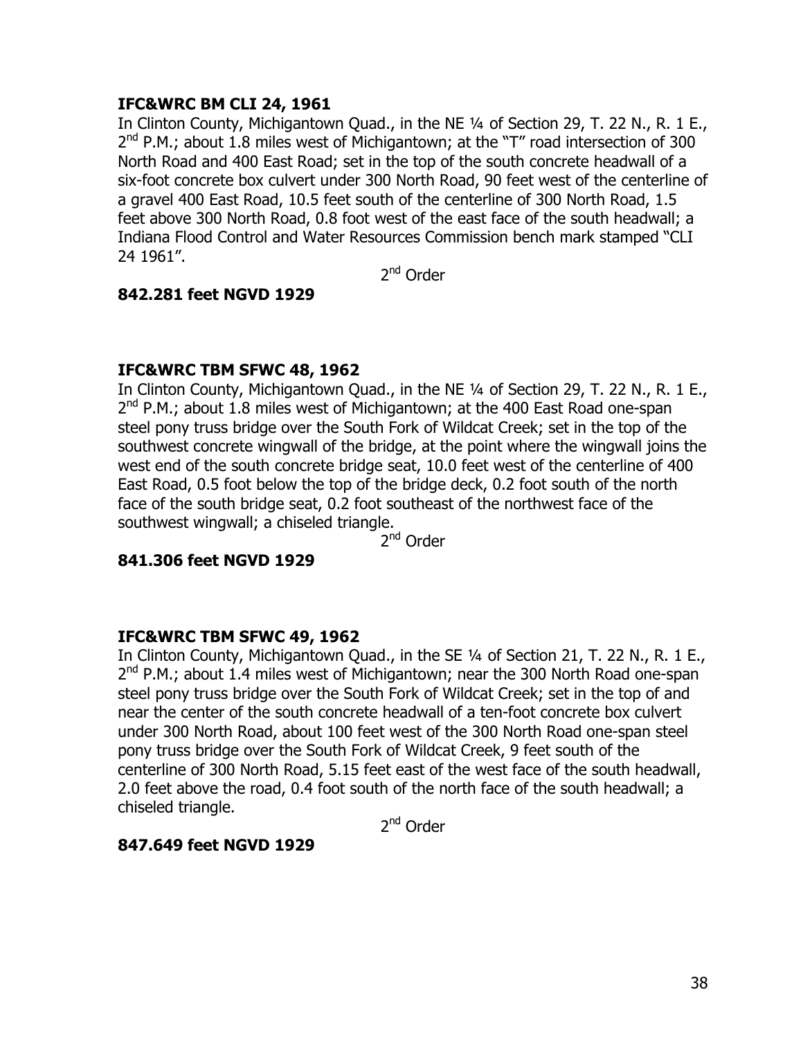**IFC&WRC BM CLI 24, 1961**

In Clinton County, Michigantown Quad., in the NE ¼ of Section 29, T. 22 N., R. 1 E., 2nd P.M.; about 1.8 miles west of Michigantown; at the "T" road intersection of 300 North Road and 400 East Road; set in the top of the south concrete headwall of a six-foot concrete box culvert under 300 North Road, 90 feet west of the centerline of a gravel 400 East Road, 10.5 feet south of the centerline of 300 North Road, 1.5 feet above 300 North Road, 0.8 foot west of the east face of the south headwall; a Indiana Flood Control and Water Resources Commission bench mark stamped "CLI 24 1961".

2nd Order

**842.281 feet NGVD 1929**

**IFC&WRC TBM SFWC 48, 1962**

In Clinton County, Michigantown Quad., in the NE ¼ of Section 29, T. 22 N., R. 1 E., 2nd P.M.; about 1.8 miles west of Michigantown; at the 400 East Road one-span steel pony truss bridge over the South Fork of Wildcat Creek; set in the top of the southwest concrete wingwall of the bridge, at the point where the wingwall joins the west end of the south concrete bridge seat, 10.0 feet west of the centerline of 400 East Road, 0.5 foot below the top of the bridge deck, 0.2 foot south of the north face of the south bridge seat, 0.2 foot southeast of the northwest face of the southwest wingwall; a chiseled triangle.

2nd Order

**841.306 feet NGVD 1929**

**IFC&WRC TBM SFWC 49, 1962**

In Clinton County, Michigantown Quad., in the SE ¼ of Section 21, T. 22 N., R. 1 E., 2nd P.M.; about 1.4 miles west of Michigantown; near the 300 North Road one-span steel pony truss bridge over the South Fork of Wildcat Creek; set in the top of and near the center of the south concrete headwall of a ten-foot concrete box culvert under 300 North Road, about 100 feet west of the 300 North Road one-span steel pony truss bridge over the South Fork of Wildcat Creek, 9 feet south of the centerline of 300 North Road, 5.15 feet east of the west face of the south headwall, 2.0 feet above the road, 0.4 foot south of the north face of the south headwall; a chiseled triangle.

2nd Order

**847.649 feet NGVD 1929**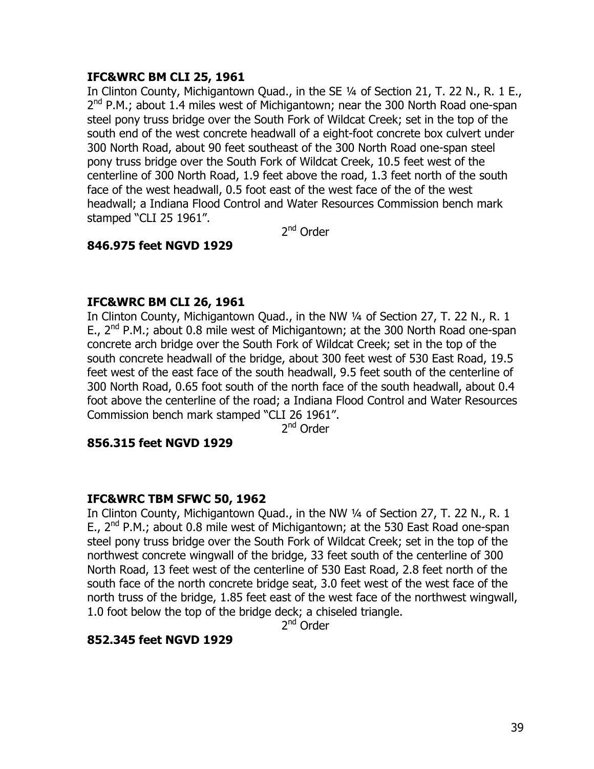**IFC&WRC BM CLI 25, 1961**

In Clinton County, Michigantown Quad., in the SE ¼ of Section 21, T. 22 N., R. 1 E., 2nd P.M.; about 1.4 miles west of Michigantown; near the 300 North Road one-span steel pony truss bridge over the South Fork of Wildcat Creek; set in the top of the south end of the west concrete headwall of a eight-foot concrete box culvert under 300 North Road, about 90 feet southeast of the 300 North Road one-span steel pony truss bridge over the South Fork of Wildcat Creek, 10.5 feet west of the centerline of 300 North Road, 1.9 feet above the road, 1.3 feet north of the south face of the west headwall, 0.5 foot east of the west face of the of the west headwall; a Indiana Flood Control and Water Resources Commission bench mark stamped "CLI 25 1961".

2nd Order

**846.975 feet NGVD 1929**

**IFC&WRC BM CLI 26, 1961**

In Clinton County, Michigantown Quad., in the NW ¼ of Section 27, T. 22 N., R. 1 E., 2nd P.M.; about 0.8 mile west of Michigantown; at the 300 North Road one-span concrete arch bridge over the South Fork of Wildcat Creek; set in the top of the south concrete headwall of the bridge, about 300 feet west of 530 East Road, 19.5 feet west of the east face of the south headwall, 9.5 feet south of the centerline of 300 North Road, 0.65 foot south of the north face of the south headwall, about 0.4 foot above the centerline of the road; a Indiana Flood Control and Water Resources Commission bench mark stamped "CLI 26 1961".

2nd Order

**856.315 feet NGVD 1929**

**IFC&WRC TBM SFWC 50, 1962**

In Clinton County, Michigantown Quad., in the NW ¼ of Section 27, T. 22 N., R. 1 E., 2nd P.M.; about 0.8 mile west of Michigantown; at the 530 East Road one-span steel pony truss bridge over the South Fork of Wildcat Creek; set in the top of the northwest concrete wingwall of the bridge, 33 feet south of the centerline of 300 North Road, 13 feet west of the centerline of 530 East Road, 2.8 feet north of the south face of the north concrete bridge seat, 3.0 feet west of the west face of the north truss of the bridge, 1.85 feet east of the west face of the northwest wingwall, 1.0 foot below the top of the bridge deck; a chiseled triangle.

2nd Order

**852.345 feet NGVD 1929**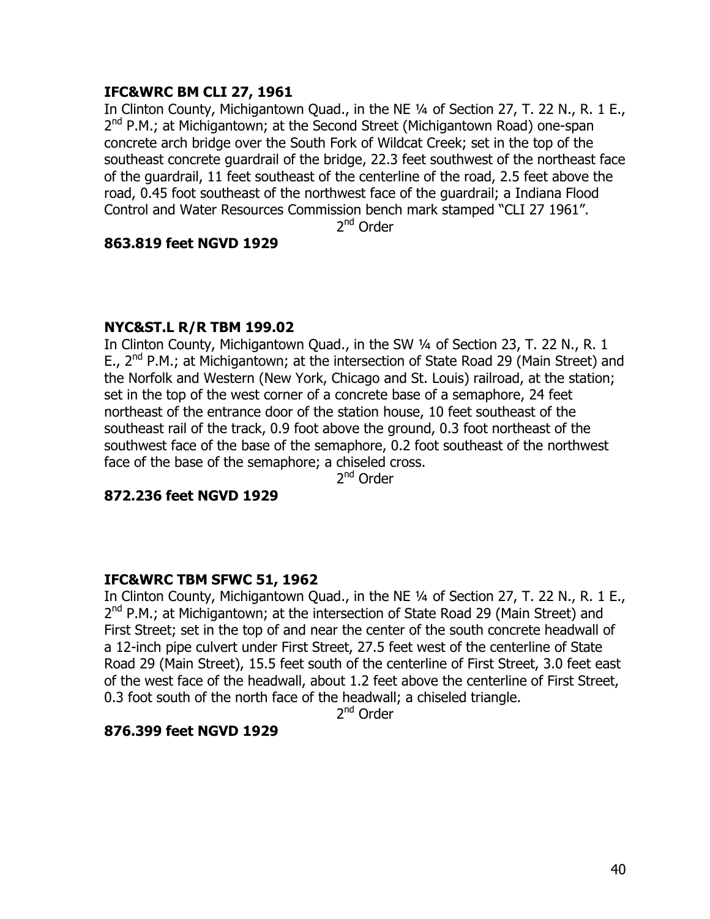**IFC&WRC BM CLI 27, 1961**

In Clinton County, Michigantown Quad., in the NE ¼ of Section 27, T. 22 N., R. 1 E., 2nd P.M.; at Michigantown; at the Second Street (Michigantown Road) one-span concrete arch bridge over the South Fork of Wildcat Creek; set in the top of the southeast concrete guardrail of the bridge, 22.3 feet southwest of the northeast face of the guardrail, 11 feet southeast of the centerline of the road, 2.5 feet above the road, 0.45 foot southeast of the northwest face of the guardrail; a Indiana Flood Control and Water Resources Commission bench mark stamped "CLI 27 1961".

2nd Order

**863.819 feet NGVD 1929**

**NYC&ST.L R/R TBM 199.02**

In Clinton County, Michigantown Quad., in the SW ¼ of Section 23, T. 22 N., R. 1 E., 2nd P.M.; at Michigantown; at the intersection of State Road 29 (Main Street) and the Norfolk and Western (New York, Chicago and St. Louis) railroad, at the station; set in the top of the west corner of a concrete base of a semaphore, 24 feet northeast of the entrance door of the station house, 10 feet southeast of the southeast rail of the track, 0.9 foot above the ground, 0.3 foot northeast of the southwest face of the base of the semaphore, 0.2 foot southeast of the northwest face of the base of the semaphore; a chiseled cross.

2nd Order

**872.236 feet NGVD 1929**

**IFC&WRC TBM SFWC 51, 1962**

In Clinton County, Michigantown Quad., in the NE ¼ of Section 27, T. 22 N., R. 1 E., 2nd P.M.; at Michigantown; at the intersection of State Road 29 (Main Street) and First Street; set in the top of and near the center of the south concrete headwall of a 12-inch pipe culvert under First Street, 27.5 feet west of the centerline of State Road 29 (Main Street), 15.5 feet south of the centerline of First Street, 3.0 feet east of the west face of the headwall, about 1.2 feet above the centerline of First Street, 0.3 foot south of the north face of the headwall; a chiseled triangle.

2nd Order

**876.399 feet NGVD 1929**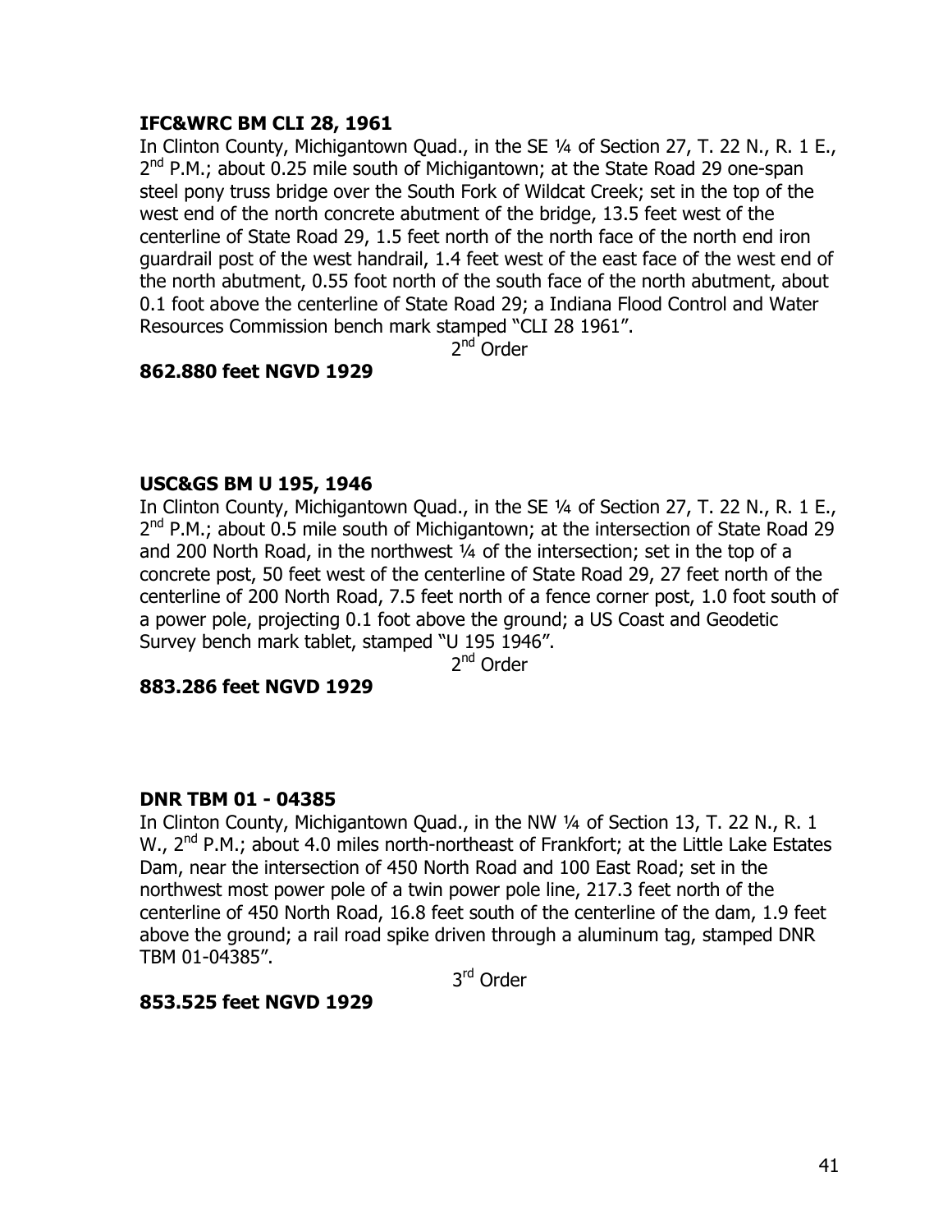**IFC&WRC BM CLI 28, 1961**

In Clinton County, Michigantown Quad., in the SE ¼ of Section 27, T. 22 N., R. 1 E., 2nd P.M.; about 0.25 mile south of Michigantown; at the State Road 29 one-span steel pony truss bridge over the South Fork of Wildcat Creek; set in the top of the west end of the north concrete abutment of the bridge, 13.5 feet west of the centerline of State Road 29, 1.5 feet north of the north face of the north end iron guardrail post of the west handrail, 1.4 feet west of the east face of the west end of the north abutment, 0.55 foot north of the south face of the north abutment, about 0.1 foot above the centerline of State Road 29; a Indiana Flood Control and Water Resources Commission bench mark stamped "CLI 28 1961".

2nd Order

**862.880 feet NGVD 1929**

**USC&GS BM U 195, 1946**

In Clinton County, Michigantown Quad., in the SE ¼ of Section 27, T. 22 N., R. 1 E., 2nd P.M.; about 0.5 mile south of Michigantown; at the intersection of State Road 29 and 200 North Road, in the northwest ¼ of the intersection; set in the top of a concrete post, 50 feet west of the centerline of State Road 29, 27 feet north of the centerline of 200 North Road, 7.5 feet north of a fence corner post, 1.0 foot south of a power pole, projecting 0.1 foot above the ground; a US Coast and Geodetic Survey bench mark tablet, stamped "U 195 1946".

2nd Order

**883.286 feet NGVD 1929**

**DNR TBM 01 - 04385**

In Clinton County, Michigantown Quad., in the NW ¼ of Section 13, T. 22 N., R. 1 W., 2nd P.M.; about 4.0 miles north-northeast of Frankfort; at the Little Lake Estates Dam, near the intersection of 450 North Road and 100 East Road; set in the northwest most power pole of a twin power pole line, 217.3 feet north of the centerline of 450 North Road, 16.8 feet south of the centerline of the dam, 1.9 feet above the ground; a rail road spike driven through a aluminum tag, stamped DNR TBM 01-04385".

3rd Order

**853.525 feet NGVD 1929**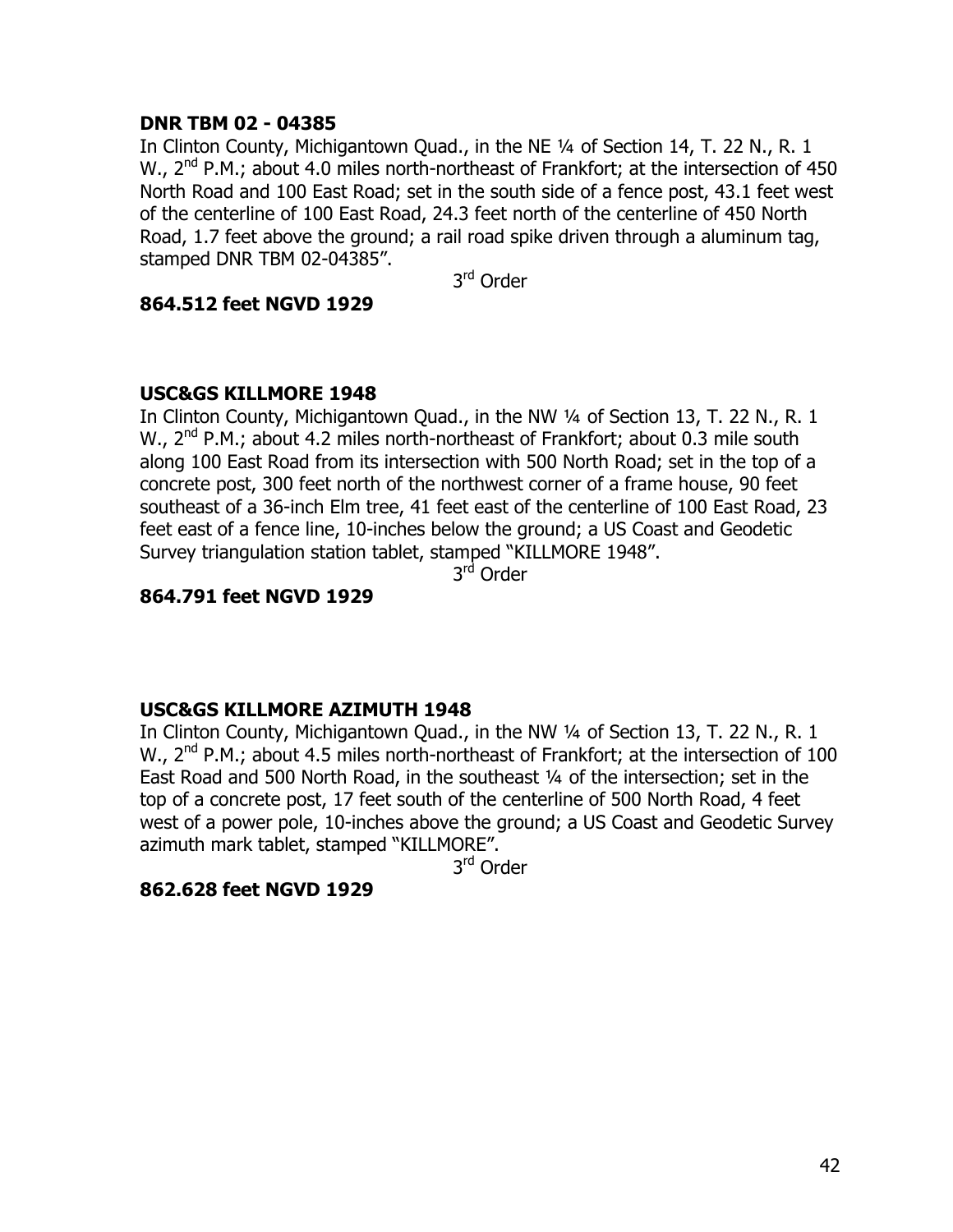**DNR TBM 02 - 04385**

In Clinton County, Michigantown Quad., in the NE ¼ of Section 14, T. 22 N., R. 1 W., 2nd P.M.; about 4.0 miles north-northeast of Frankfort; at the intersection of 450 North Road and 100 East Road; set in the south side of a fence post, 43.1 feet west of the centerline of 100 East Road, 24.3 feet north of the centerline of 450 North Road, 1.7 feet above the ground; a rail road spike driven through a aluminum tag, stamped DNR TBM 02-04385".

3rd Order

**864.512 feet NGVD 1929**

**USC&GS KILLMORE 1948**

In Clinton County, Michigantown Quad., in the NW ¼ of Section 13, T. 22 N., R. 1 W., 2nd P.M.; about 4.2 miles north-northeast of Frankfort; about 0.3 mile south along 100 East Road from its intersection with 500 North Road; set in the top of a concrete post, 300 feet north of the northwest corner of a frame house, 90 feet southeast of a 36-inch Elm tree, 41 feet east of the centerline of 100 East Road, 23 feet east of a fence line, 10-inches below the ground; a US Coast and Geodetic Survey triangulation station tablet, stamped "KILLMORE 1948".

3rd Order

**864.791 feet NGVD 1929**

**USC&GS KILLMORE AZIMUTH 1948**

In Clinton County, Michigantown Quad., in the NW ¼ of Section 13, T. 22 N., R. 1 W., 2nd P.M.; about 4.5 miles north-northeast of Frankfort; at the intersection of 100 East Road and 500 North Road, in the southeast ¼ of the intersection; set in the top of a concrete post, 17 feet south of the centerline of 500 North Road, 4 feet west of a power pole, 10-inches above the ground; a US Coast and Geodetic Survey azimuth mark tablet, stamped "KILLMORE".

3rd Order

**862.628 feet NGVD 1929**